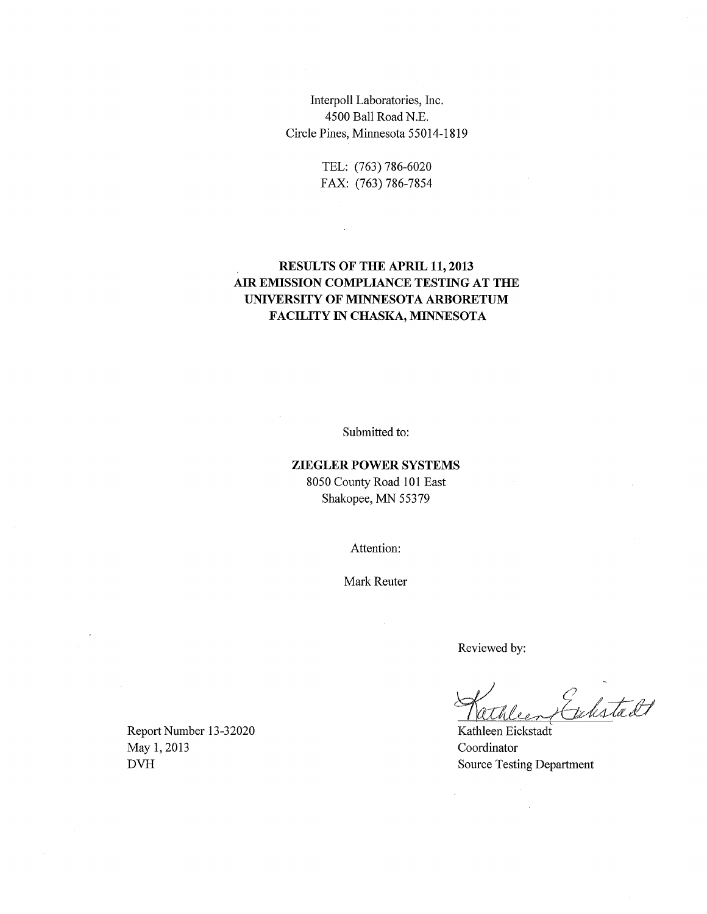Interpoll Laboratories, Inc.
4500 Ball Road N.E.
Circle Pines, Minnesota 55014-1819

TEL: (763) 786-6020
FAX: (763) 786-7854

# RESULTS OF THE APRIL 11, 2013 AIR EMISSION COMPLIANCE TESTING AT THE UNIVERSITY OF MINNESOTA ARBORETUM FACILITY IN CHASKA, MINNESOTA

Submitted to:

**ZIEGLER POWER SYSTEMS**
8050 County Road 101 East
Shakopee, MN 55379

Attention:

Mark Reuter

Reviewed by:

Kathleen Eickstadt
Coordinator
Source Testing Department

Report Number 13-32020
May 1, 2013
DVH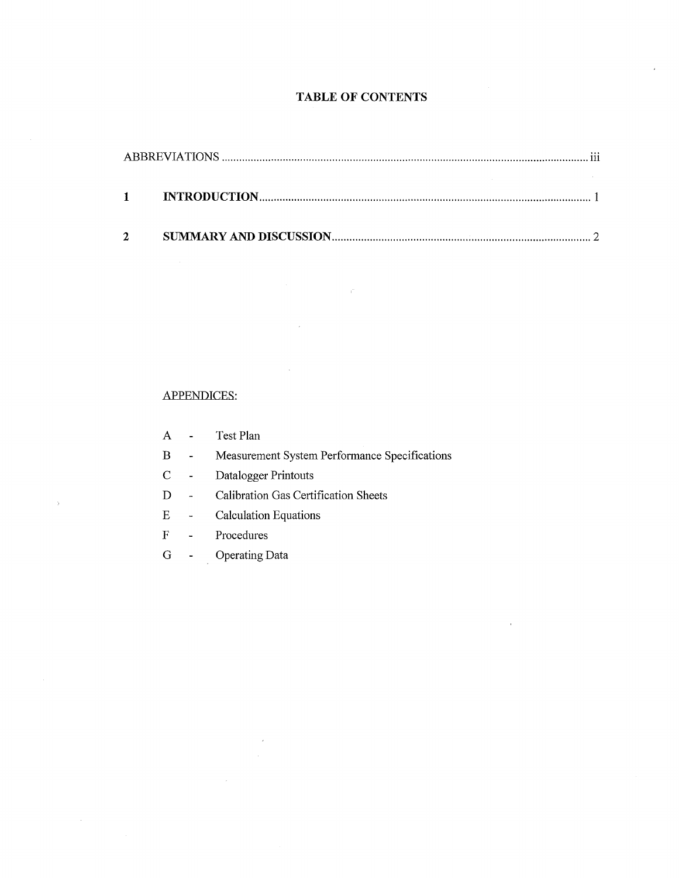# TABLE OF CONTENTS

ABBREVIATIONS ............................................................ iii

1 **INTRODUCTION** ............................................................ 1

2 **SUMMARY AND DISCUSSION** ............................................................ 2

APPENDICES:

A - Test Plan
B - Measurement System Performance Specifications
C - Datalogger Printouts
D - Calibration Gas Certification Sheets
E - Calculation Equations
F - Procedures
G - Operating Data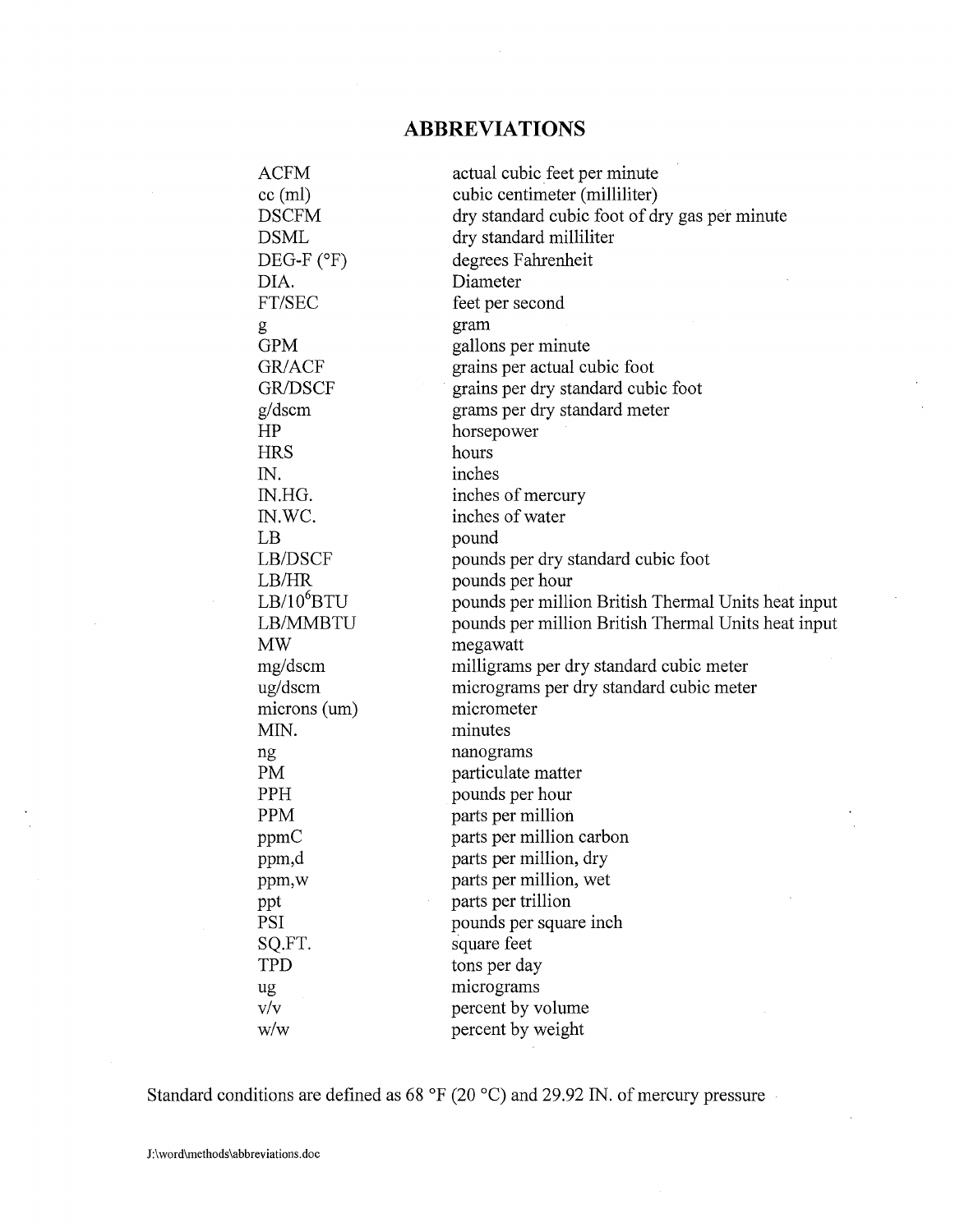# ABBREVIATIONS

| | |
|---|---|
| ACFM | actual cubic feet per minute |
| cc (ml) | cubic centimeter (milliliter) |
| DSCFM | dry standard cubic foot of dry gas per minute |
| DSML | dry standard milliliter |
| DEG-F (°F) | degrees Fahrenheit |
| DIA. | Diameter |
| FT/SEC | feet per second |
| g | gram |
| GPM | gallons per minute |
| GR/ACF | grains per actual cubic foot |
| GR/DSCF | grains per dry standard cubic foot |
| g/dscm | grams per dry standard meter |
| HP | horsepower |
| HRS | hours |
| IN. | inches |
| IN.HG. | inches of mercury |
| IN.WC. | inches of water |
| LB | pound |
| LB/DSCF | pounds per dry standard cubic foot |
| LB/HR | pounds per hour |
| LB/$10^6$BTU | pounds per million British Thermal Units heat input |
| LB/MMBTU | pounds per million British Thermal Units heat input |
| MW | megawatt |
| mg/dscm | milligrams per dry standard cubic meter |
| ug/dscm | micrograms per dry standard cubic meter |
| microns (um) | micrometer |
| MIN. | minutes |
| ng | nanograms |
| PM | particulate matter |
| PPH | pounds per hour |
| PPM | parts per million |
| ppmC | parts per million carbon |
| ppm,d | parts per million, dry |
| ppm,w | parts per million, wet |
| ppt | parts per trillion |
| PSI | pounds per square inch |
| SQ.FT. | square feet |
| TPD | tons per day |
| ug | micrograms |
| v/v | percent by volume |
| w/w | percent by weight |

Standard conditions are defined as 68 °F (20 °C) and 29.92 IN. of mercury pressure

J:\word\methods\abbreviations.doc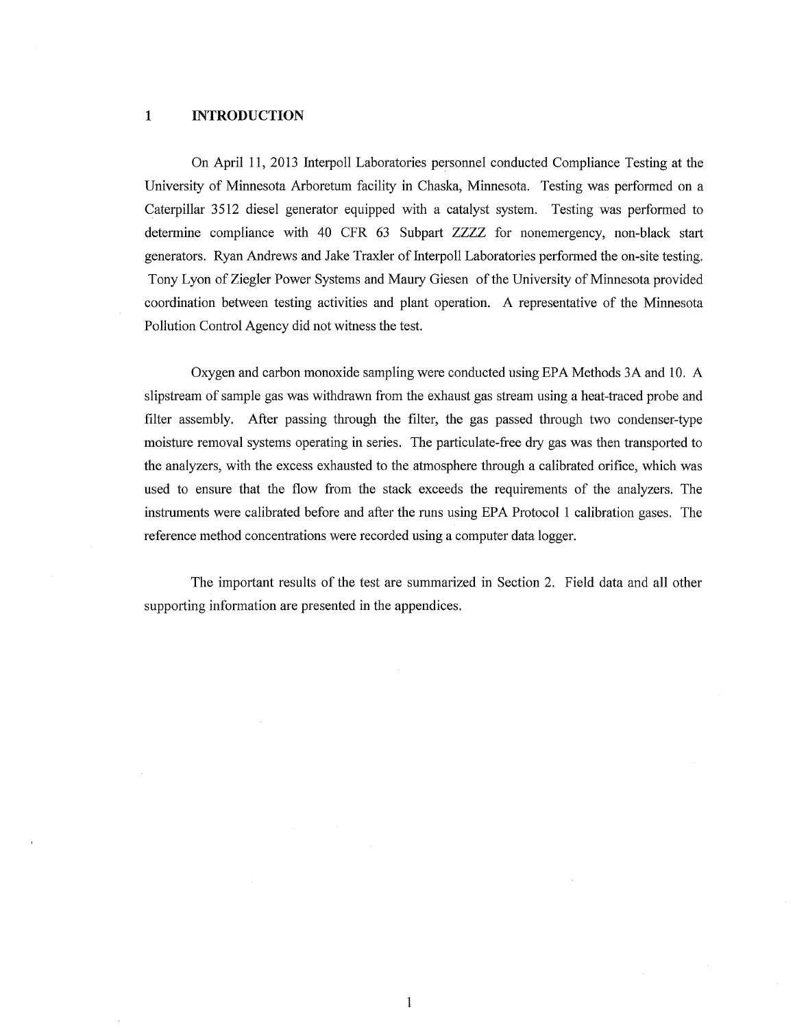# 1 INTRODUCTION

On April 11, 2013 Interpoll Laboratories personnel conducted Compliance Testing at the University of Minnesota Arboretum facility in Chaska, Minnesota. Testing was performed on a Caterpillar 3512 diesel generator equipped with a catalyst system. Testing was performed to determine compliance with 40 CFR 63 Subpart ZZZZ for nonemergency, non-black start generators. Ryan Andrews and Jake Traxler of Interpoll Laboratories performed the on-site testing. Tony Lyon of Ziegler Power Systems and Maury Giesen of the University of Minnesota provided coordination between testing activities and plant operation. A representative of the Minnesota Pollution Control Agency did not witness the test.

Oxygen and carbon monoxide sampling were conducted using EPA Methods 3A and 10. A slipstream of sample gas was withdrawn from the exhaust gas stream using a heat-traced probe and filter assembly. After passing through the filter, the gas passed through two condenser-type moisture removal systems operating in series. The particulate-free dry gas was then transported to the analyzers, with the excess exhausted to the atmosphere through a calibrated orifice, which was used to ensure that the flow from the stack exceeds the requirements of the analyzers. The instruments were calibrated before and after the runs using EPA Protocol 1 calibration gases. The reference method concentrations were recorded using a computer data logger.

The important results of the test are summarized in Section 2. Field data and all other supporting information are presented in the appendices.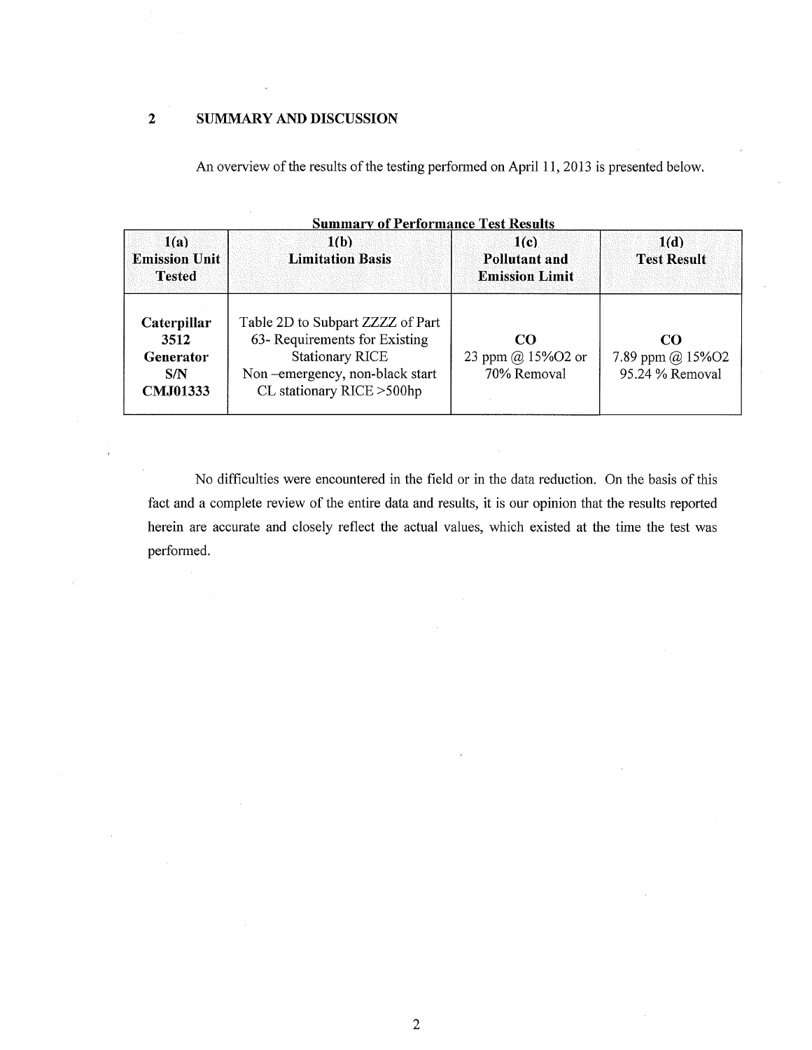## 2 SUMMARY AND DISCUSSION

An overview of the results of the testing performed on April 11, 2013 is presented below.

**Summary of Performance Test Results**

| 1(a) Emission Unit Tested | 1(b) Limitation Basis | 1(c) Pollutant and Emission Limit | 1(d) Test Result |
|---|---|---|---|
| **Caterpillar 3512 Generator S/N CMJ01333** | Table 2D to Subpart ZZZZ of Part 63- Requirements for Existing Stationary RICE Non –emergency, non-black start CL stationary RICE >500hp | **CO** 23 ppm @ 15%O2 or 70% Removal | **CO** 7.89 ppm @ 15%O2 95.24 % Removal |

No difficulties were encountered in the field or in the data reduction. On the basis of this fact and a complete review of the entire data and results, it is our opinion that the results reported herein are accurate and closely reflect the actual values, which existed at the time the test was performed.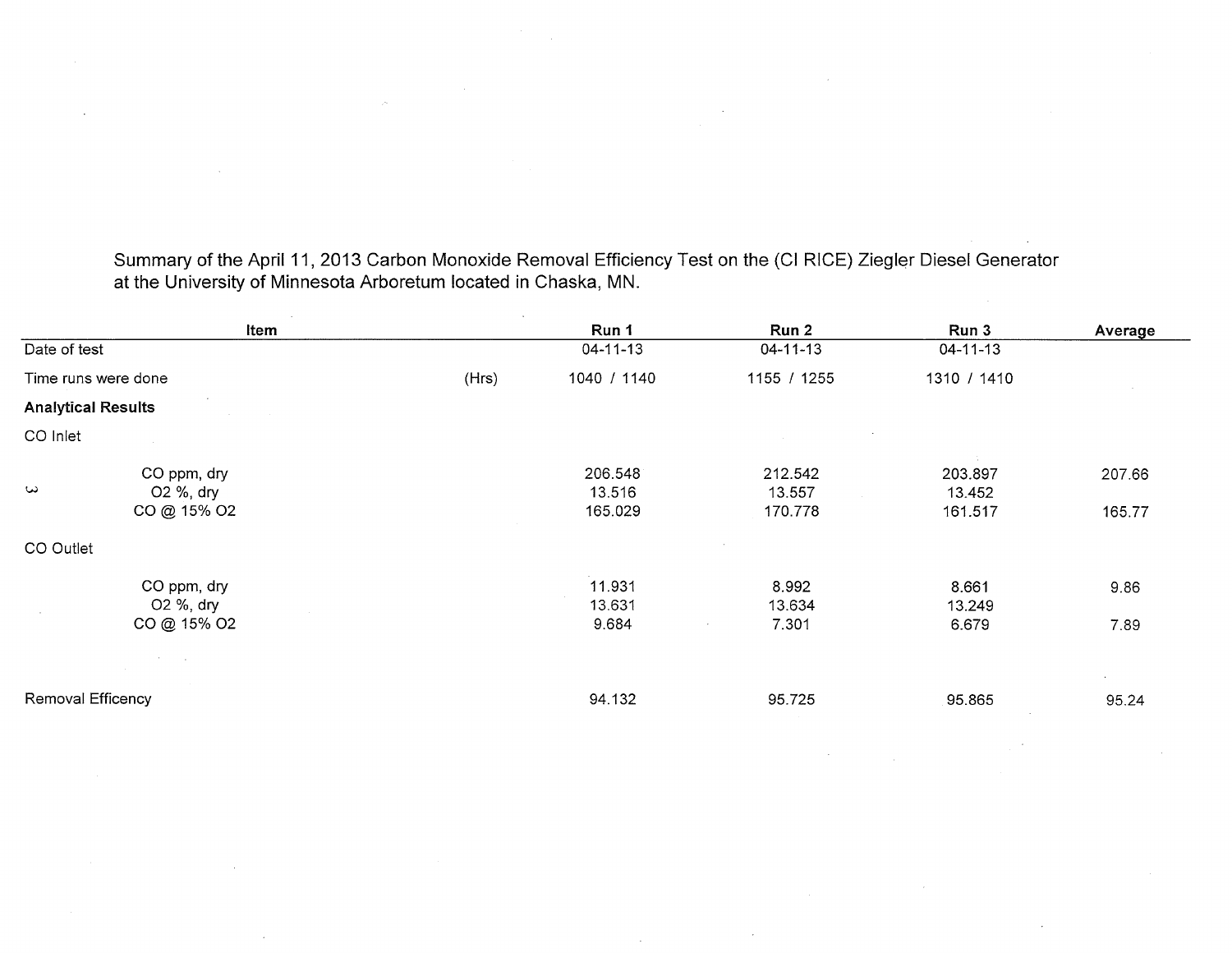Summary of the April 11, 2013 Carbon Monoxide Removal Efficiency Test on the (CI RICE) Ziegler Diesel Generator at the University of Minnesota Arboretum located in Chaska, MN.

| Item | | Run 1 | Run 2 | Run 3 | Average |
|---|---|---|---|---|---|
| Date of test | | 04-11-13 | 04-11-13 | 04-11-13 | |
| Time runs were done | (Hrs) | 1040 / 1140 | 1155 / 1255 | 1310 / 1410 | |
| **Analytical Results** | | | | | |
| CO Inlet | | | | | |
| CO ppm, dry | | 206.548 | 212.542 | 203.897 | 207.66 |
| O2 %, dry | | 13.516 | 13.557 | 13.452 | |
| CO @ 15% O2 | | 165.029 | 170.778 | 161.517 | 165.77 |
| CO Outlet | | | | | |
| CO ppm, dry | | 11.931 | 8.992 | 8.661 | 9.86 |
| O2 %, dry | | 13.631 | 13.634 | 13.249 | |
| CO @ 15% O2 | | 9.684 | 7.301 | 6.679 | 7.89 |
| Removal Efficency | | 94.132 | 95.725 | 95.865 | 95.24 |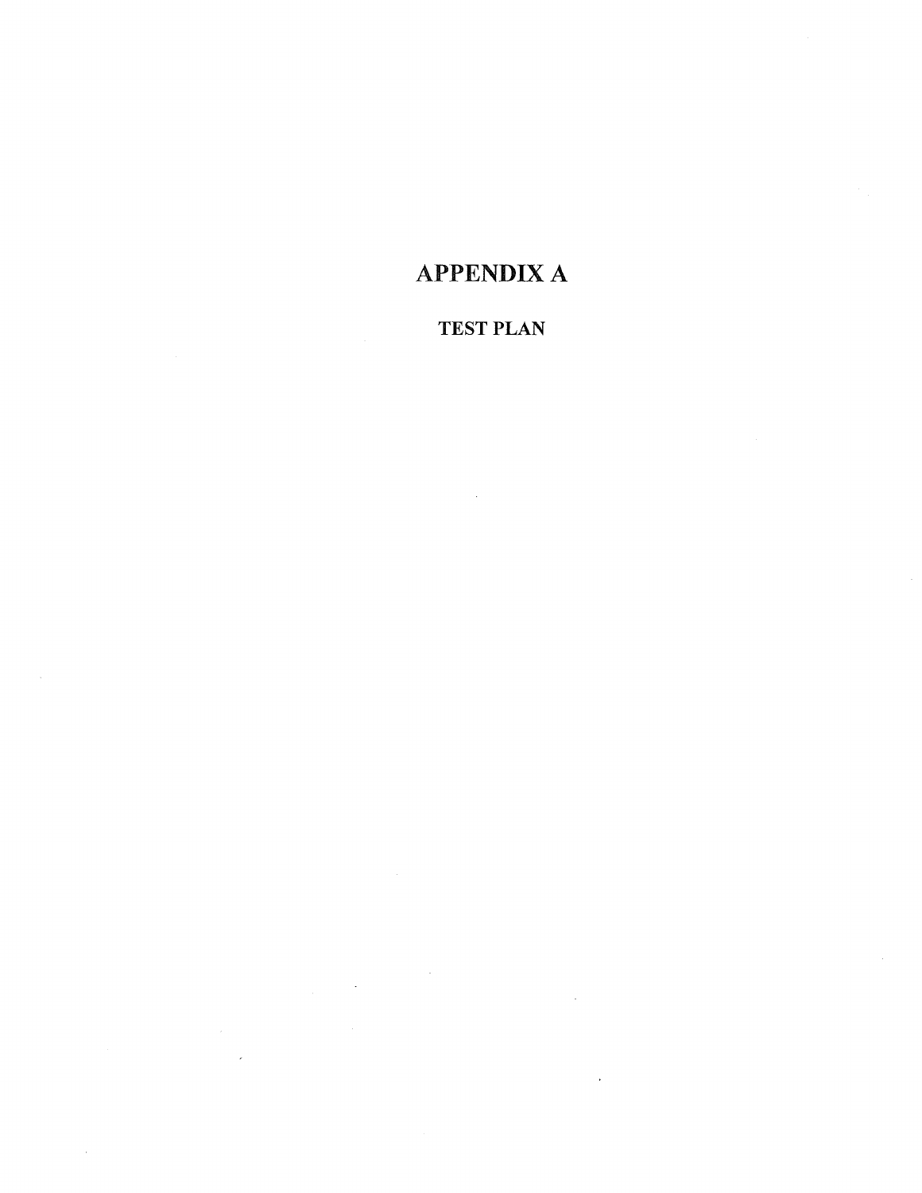# APPENDIX A

## TEST PLAN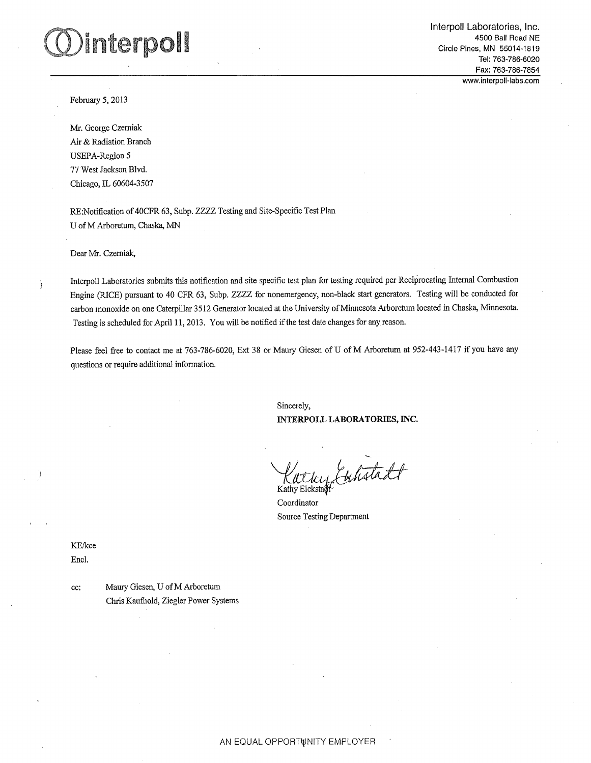# interpoll

Interpoll Laboratories, Inc.
4500 Ball Road NE
Circle Pines, MN 55014-1819
Tel: 763-786-6020
Fax: 763-786-7854
www.interpoll-labs.com

February 5, 2013

Mr. George Czerniak
Air & Radiation Branch
USEPA-Region 5
77 West Jackson Blvd.
Chicago, IL 60604-3507

RE:Notification of 40CFR 63, Subp. ZZZZ Testing and Site-Specific Test Plan
U of M Arboretum, Chaska, MN

Dear Mr. Czerniak,

Interpoll Laboratories submits this notification and site specific test plan for testing required per Reciprocating Internal Combustion Engine (RICE) pursuant to 40 CFR 63, Subp. ZZZZ for nonemergency, non-black start generators. Testing will be conducted for carbon monoxide on one Caterpillar 3512 Generator located at the University of Minnesota Arboretum located in Chaska, Minnesota. Testing is scheduled for April 11, 2013. You will be notified if the test date changes for any reason.

Please feel free to contact me at 763-786-6020, Ext 38 or Maury Giesen of U of M Arboretum at 952-443-1417 if you have any questions or require additional information.

Sincerely,
**INTERPOLL LABORATORIES, INC.**

Kathy Eickstadt
Coordinator
Source Testing Department

KE/kce
Encl.

cc: Maury Giesen, U of M Arboretum
Chris Kaufhold, Ziegler Power Systems

AN EQUAL OPPORTUNITY EMPLOYER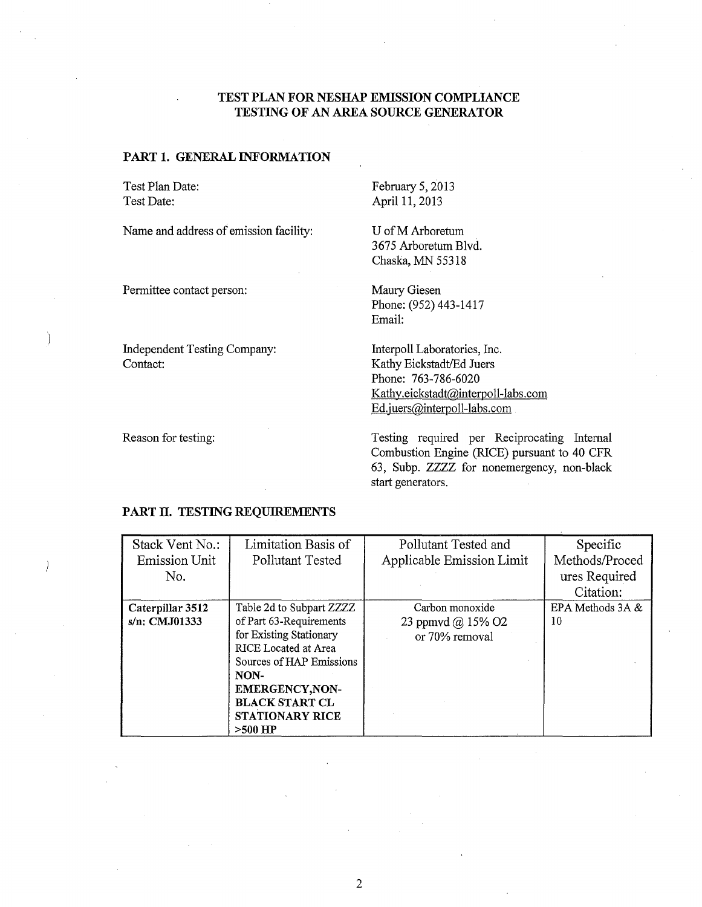# TEST PLAN FOR NESHAP EMISSION COMPLIANCE TESTING OF AN AREA SOURCE GENERATOR

## PART 1. GENERAL INFORMATION

| | |
|---|---|
| Test Plan Date: | February 5, 2013 |
| Test Date: | April 11, 2013 |
| Name and address of emission facility: | U of M Arboretum<br>3675 Arboretum Blvd.<br>Chaska, MN 55318 |
| Permittee contact person: | Maury Giesen<br>Phone: (952) 443-1417<br>Email: |
| Independent Testing Company:<br>Contact: | Interpoll Laboratories, Inc.<br>Kathy Eickstadt/Ed Juers<br>Phone: 763-786-6020<br>Kathy.eickstadt@interpoll-labs.com<br>Ed.juers@interpoll-labs.com |
| Reason for testing: | Testing required per Reciprocating Internal Combustion Engine (RICE) pursuant to 40 CFR 63, Subp. ZZZZ for nonemergency, non-black start generators. |

## PART II. TESTING REQUIREMENTS

| Stack Vent No.: Emission Unit No. | Limitation Basis of Pollutant Tested | Pollutant Tested and Applicable Emission Limit | Specific Methods/Procedures Required Citation: |
|---|---|---|---|
| **Caterpillar 3512 s/n: CMJ01333** | Table 2d to Subpart ZZZZ of Part 63-Requirements for Existing Stationary RICE Located at Area Sources of HAP Emissions **NON-EMERGENCY,NON-BLACK START CL STATIONARY RICE >500 HP** | Carbon monoxide<br>23 ppmvd @ 15% $O_2$<br>or 70% removal | EPA Methods 3A & 10 |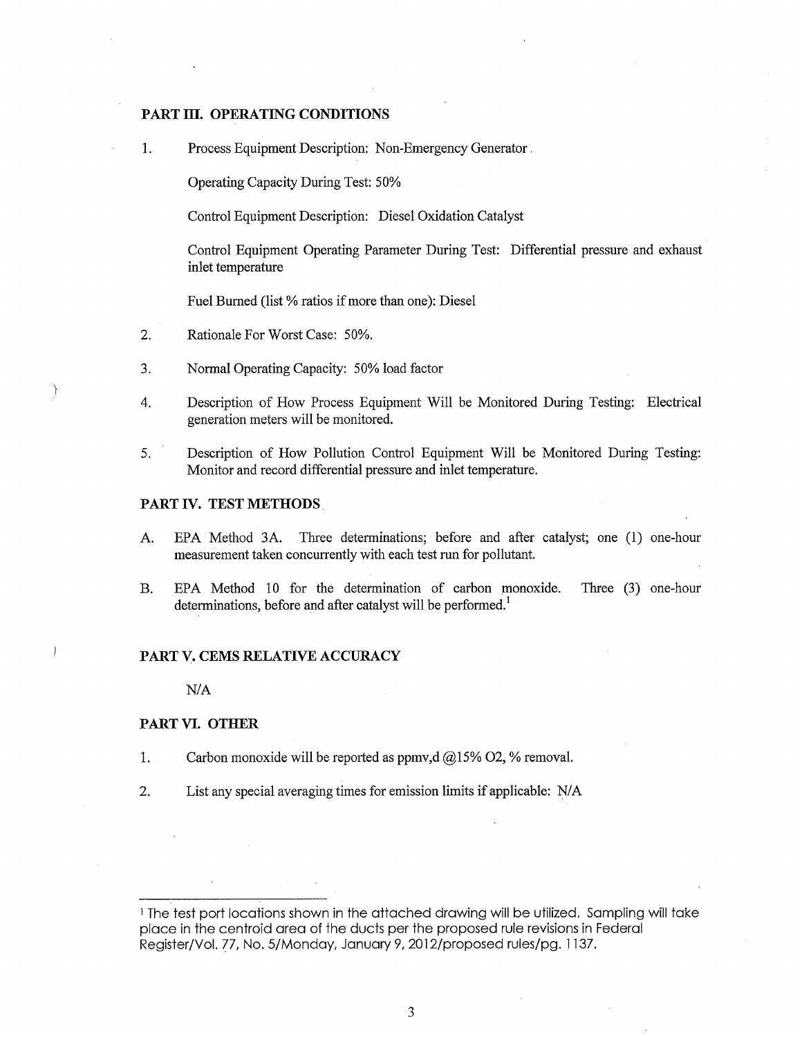## PART III. OPERATING CONDITIONS

1. Process Equipment Description: Non-Emergency Generator

   Operating Capacity During Test: 50%

   Control Equipment Description: Diesel Oxidation Catalyst

   Control Equipment Operating Parameter During Test: Differential pressure and exhaust inlet temperature

   Fuel Burned (list % ratios if more than one): Diesel

2. Rationale For Worst Case: 50%.

3. Normal Operating Capacity: 50% load factor

4. Description of How Process Equipment Will be Monitored During Testing: Electrical generation meters will be monitored.

5. Description of How Pollution Control Equipment Will be Monitored During Testing: Monitor and record differential pressure and inlet temperature.

## PART IV. TEST METHODS

A. EPA Method 3A. Three determinations; before and after catalyst; one (1) one-hour measurement taken concurrently with each test run for pollutant.

B. EPA Method 10 for the determination of carbon monoxide. Three (3) one-hour determinations, before and after catalyst will be performed.[1]

## PART V. CEMS RELATIVE ACCURACY

N/A

## PART VI. OTHER

1. Carbon monoxide will be reported as ppmv,d @15% $O_2$, % removal.

2. List any special averaging times for emission limits if applicable: N/A

---

[1] The test port locations shown in the attached drawing will be utilized. Sampling will take place in the centroid area of the ducts per the proposed rule revisions in Federal Register/Vol. 77, No. 5/Monday, January 9, 2012/proposed rules/pg. 1137.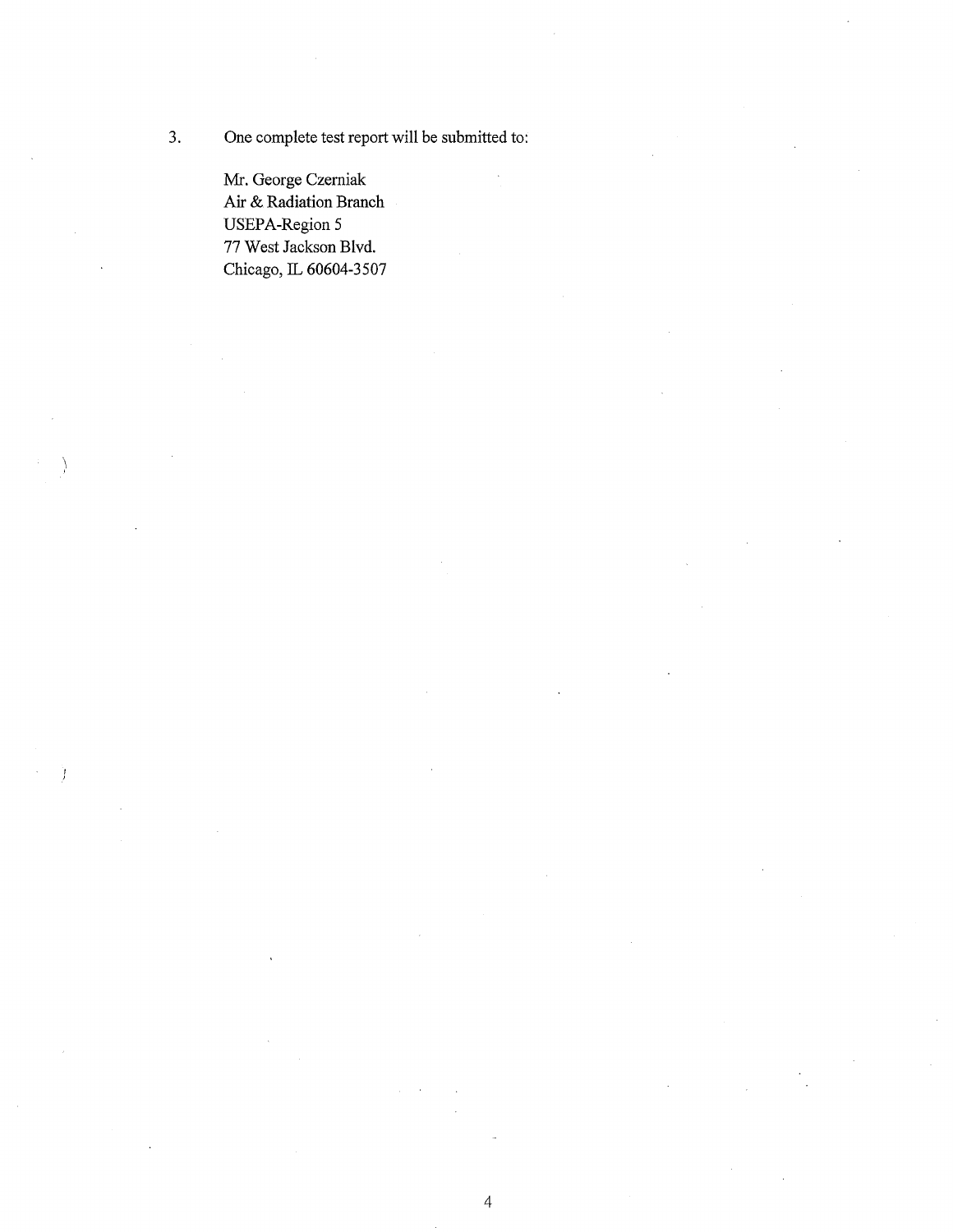3. One complete test report will be submitted to:

   Mr. George Czerniak
   Air & Radiation Branch
   USEPA-Region 5
   77 West Jackson Blvd.
   Chicago, IL 60604-3507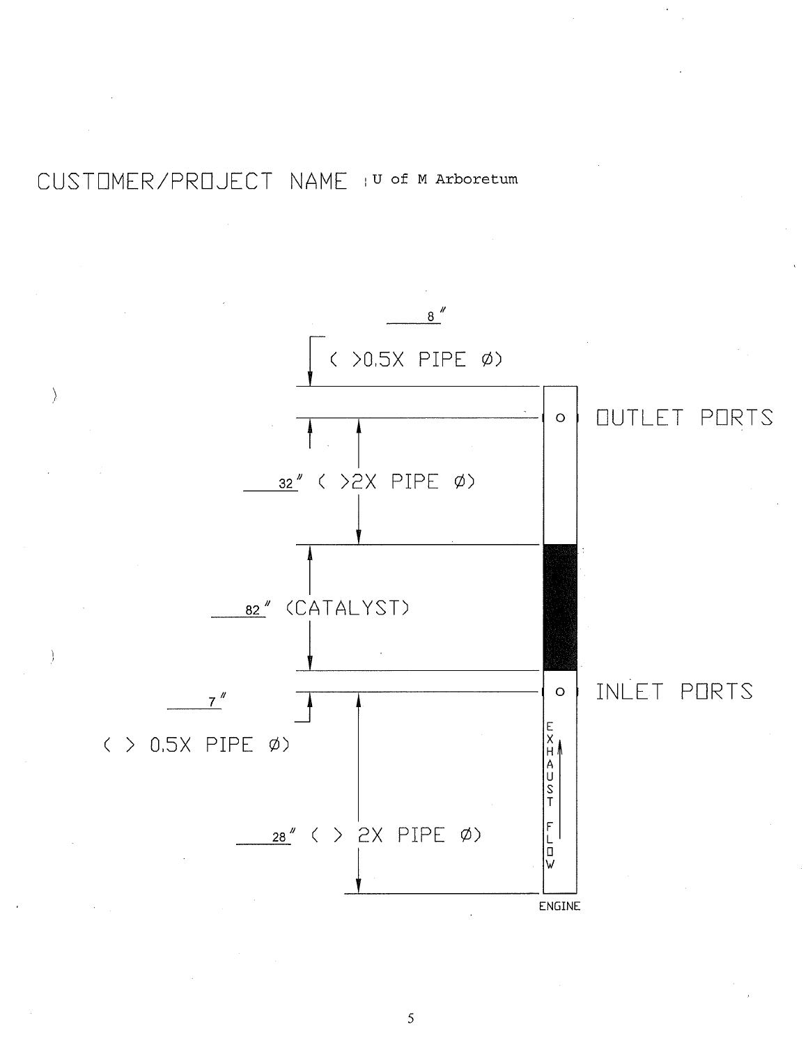CUSTOMER/PROJECT NAME : U of M Arboretum

8" ( >0.5X PIPE Ø)

OUTLET PORTS

32" ( >2X PIPE Ø)

82" (CATALYST)

INLET PORTS

7" ( > 0.5X PIPE Ø)

28" ( > 2X PIPE Ø)

EXHAUST FLOW

ENGINE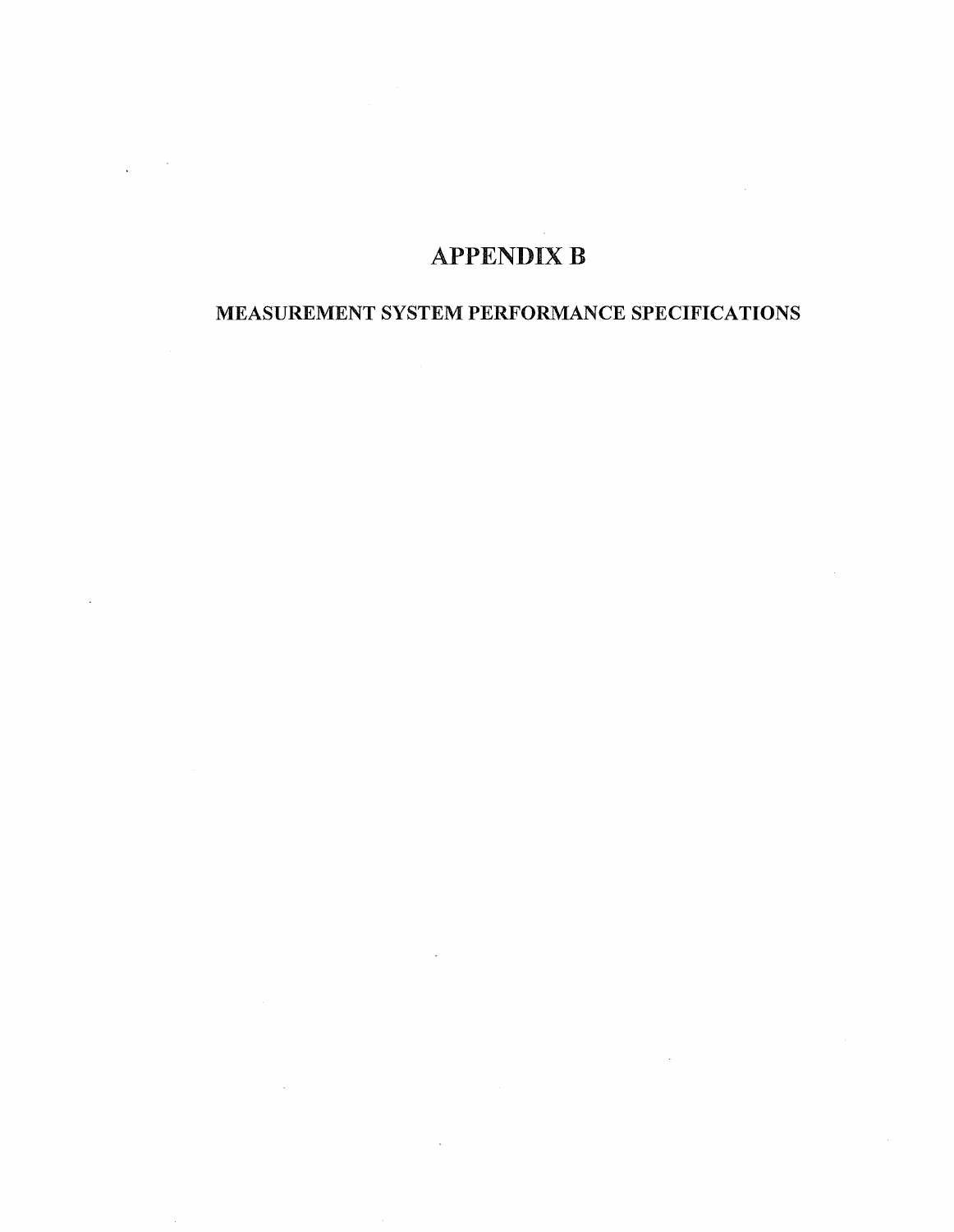# APPENDIX B

## MEASUREMENT SYSTEM PERFORMANCE SPECIFICATIONS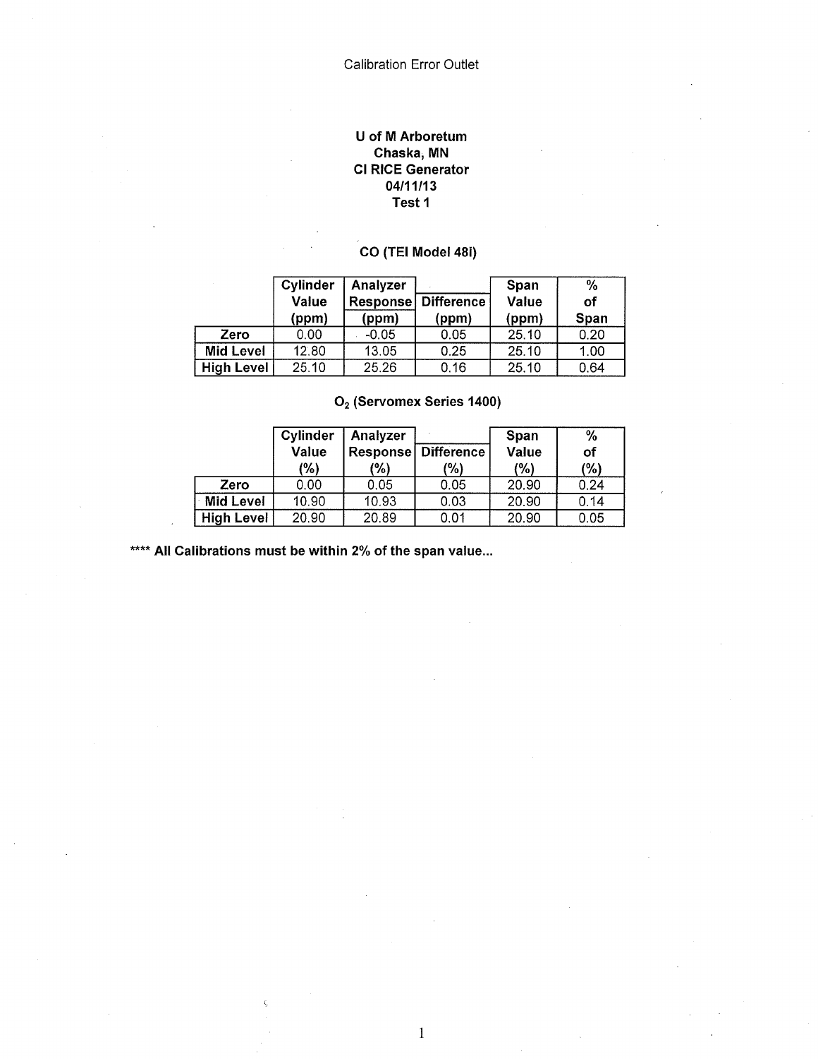Calibration Error Outlet

**U of M Arboretum**
**Chaska, MN**
**CI RICE Generator**
**04/11/13**
**Test 1**

**CO (TEI Model 48i)**

| | Cylinder Value (ppm) | Analyzer Response (ppm) | Difference (ppm) | Span Value (ppm) | % of Span |
|---|---|---|---|---|---|
| **Zero** | 0.00 | -0.05 | 0.05 | 25.10 | 0.20 |
| **Mid Level** | 12.80 | 13.05 | 0.25 | 25.10 | 1.00 |
| **High Level** | 25.10 | 25.26 | 0.16 | 25.10 | 0.64 |

**$O_2$ (Servomex Series 1400)**

| | Cylinder Value (%) | Analyzer Response (%) | Difference (%) | Span Value (%) | % of (%) |
|---|---|---|---|---|---|
| **Zero** | 0.00 | 0.05 | 0.05 | 20.90 | 0.24 |
| **Mid Level** | 10.90 | 10.93 | 0.03 | 20.90 | 0.14 |
| **High Level** | 20.90 | 20.89 | 0.01 | 20.90 | 0.05 |

**\*\*\*\* All Calibrations must be within 2% of the span value...**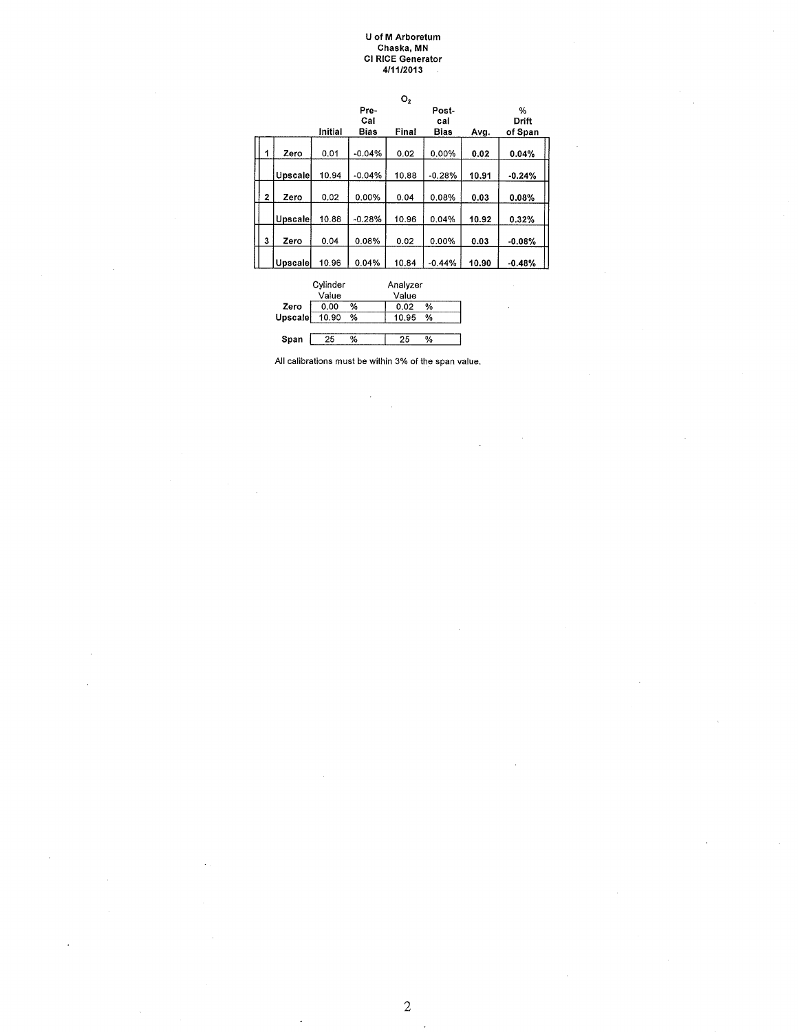**U of M Arboretum**
**Chaska, MN**
**CI RICE Generator**
**4/11/2013**

| | | Initial | Pre-Cal Bias | Final | Post-cal Bias | Avg. | % Drift of Span |
|---|---|---|---|---|---|---|---|
| | | | | $O_2$ | | | |
| 1 | Zero | 0.01 | -0.04% | 0.02 | 0.00% | **0.02** | **0.04%** |
| | Upscale | 10.94 | -0.04% | 10.88 | -0.28% | **10.91** | **-0.24%** |
| 2 | Zero | 0.02 | 0.00% | 0.04 | 0.08% | **0.03** | **0.08%** |
| | Upscale | 10.88 | -0.28% | 10.96 | 0.04% | **10.92** | **0.32%** |
| 3 | Zero | 0.04 | 0.08% | 0.02 | 0.00% | **0.03** | **-0.08%** |
| | Upscale | 10.96 | 0.04% | 10.84 | -0.44% | **10.90** | **-0.48%** |

| | Cylinder Value | Analyzer Value |
|---|---|---|
| **Zero** | 0.00 % | 0.02 % |
| **Upscale** | 10.90 % | 10.95 % |
| **Span** | 25 % | 25 % |

All calibrations must be within 3% of the span value.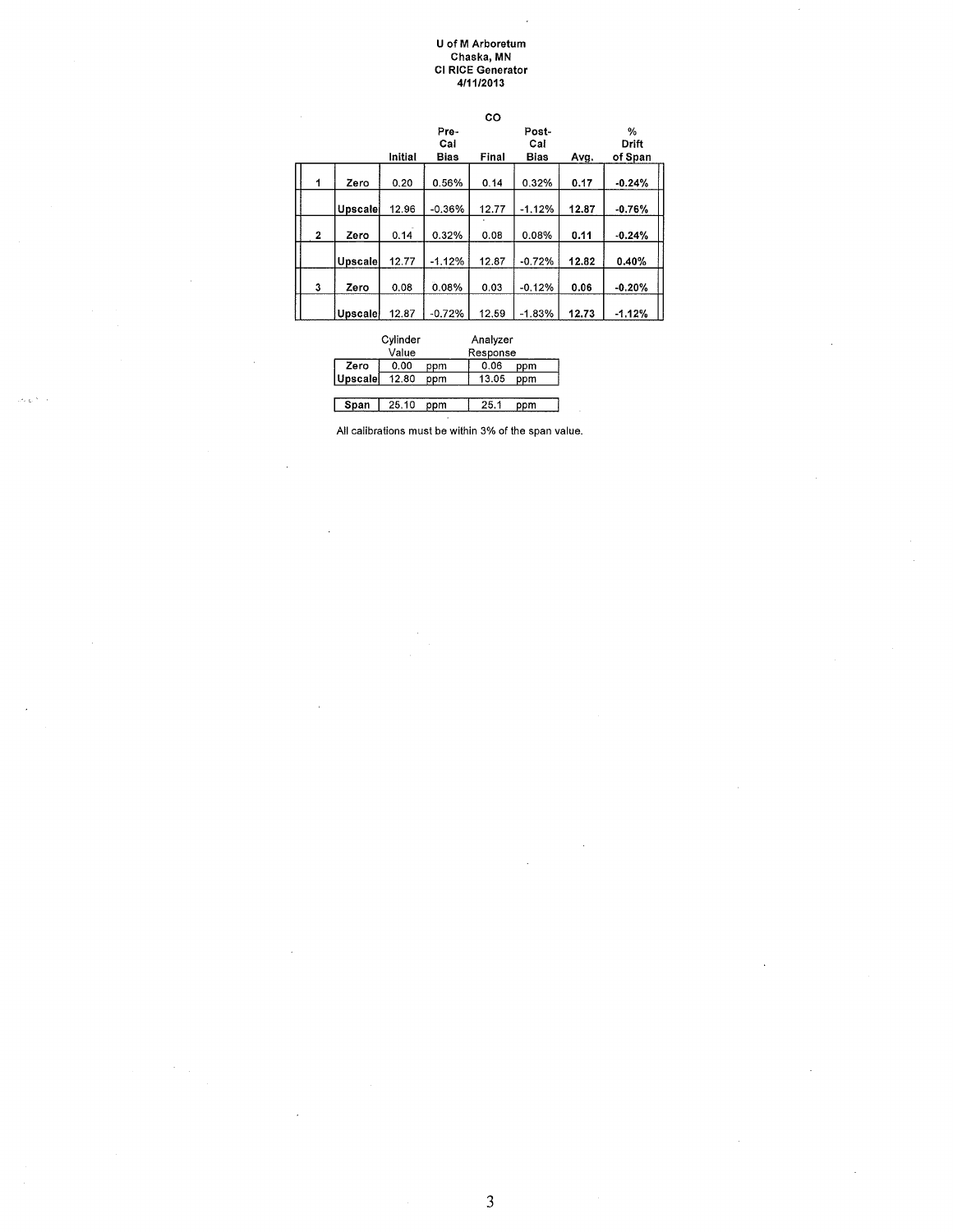**U of M Arboretum**
**Chaska, MN**
**CI RICE Generator**
**4/11/2013**

**CO**

| | | Initial | Pre-Cal Bias | Final | Post-Cal Bias | Avg. | % Drift of Span |
|---|---|---|---|---|---|---|---|
| 1 | Zero | 0.20 | 0.56% | 0.14 | 0.32% | **0.17** | **-0.24%** |
| | Upscale | 12.96 | -0.36% | 12.77 | -1.12% | **12.87** | **-0.76%** |
| 2 | Zero | 0.14 | 0.32% | 0.08 | 0.08% | **0.11** | **-0.24%** |
| | Upscale | 12.77 | -1.12% | 12.87 | -0.72% | **12.82** | **0.40%** |
| 3 | Zero | 0.08 | 0.08% | 0.03 | -0.12% | **0.06** | **-0.20%** |
| | Upscale | 12.87 | -0.72% | 12.59 | -1.83% | **12.73** | **-1.12%** |

| | Cylinder Value | Analyzer Response |
|---|---|---|
| Zero | 0.00 ppm | 0.06 ppm |
| Upscale | 12.80 ppm | 13.05 ppm |
| Span | 25.10 ppm | 25.1 ppm |

All calibrations must be within 3% of the span value.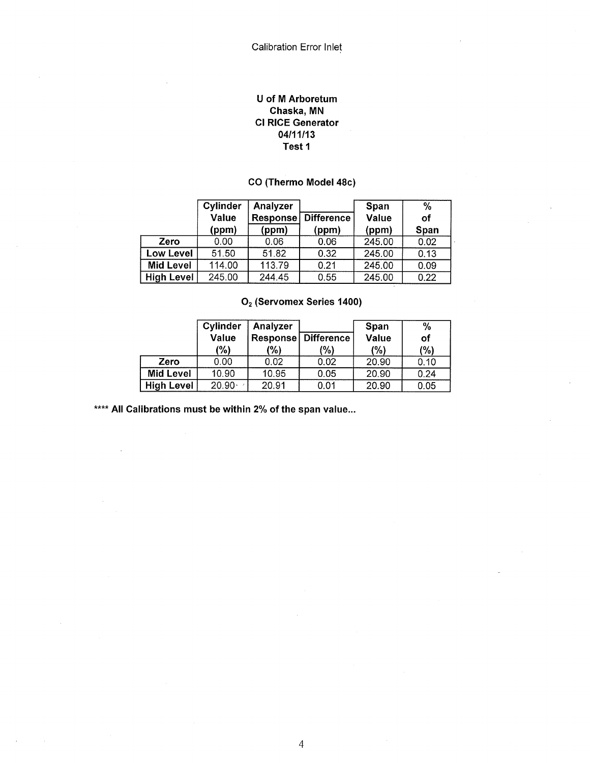Calibration Error Inlet

**U of M Arboretum**
**Chaska, MN**
**CI RICE Generator**
**04/11/13**
**Test 1**

### CO (Thermo Model 48c)

| | Cylinder Value (ppm) | Analyzer Response (ppm) | Difference (ppm) | Span Value (ppm) | % of Span |
|---|---|---|---|---|---|
| **Zero** | 0.00 | 0.06 | 0.06 | 245.00 | 0.02 |
| **Low Level** | 51.50 | 51.82 | 0.32 | 245.00 | 0.13 |
| **Mid Level** | 114.00 | 113.79 | 0.21 | 245.00 | 0.09 |
| **High Level** | 245.00 | 244.45 | 0.55 | 245.00 | 0.22 |

### $O_2$ (Servomex Series 1400)

| | Cylinder Value (%) | Analyzer Response (%) | Difference (%) | Span Value (%) | % of (%) |
|---|---|---|---|---|---|
| **Zero** | 0.00 | 0.02 | 0.02 | 20.90 | 0.10 |
| **Mid Level** | 10.90 | 10.95 | 0.05 | 20.90 | 0.24 |
| **High Level** | 20.90 | 20.91 | 0.01 | 20.90 | 0.05 |

**\*\*\*\* All Calibrations must be within 2% of the span value...**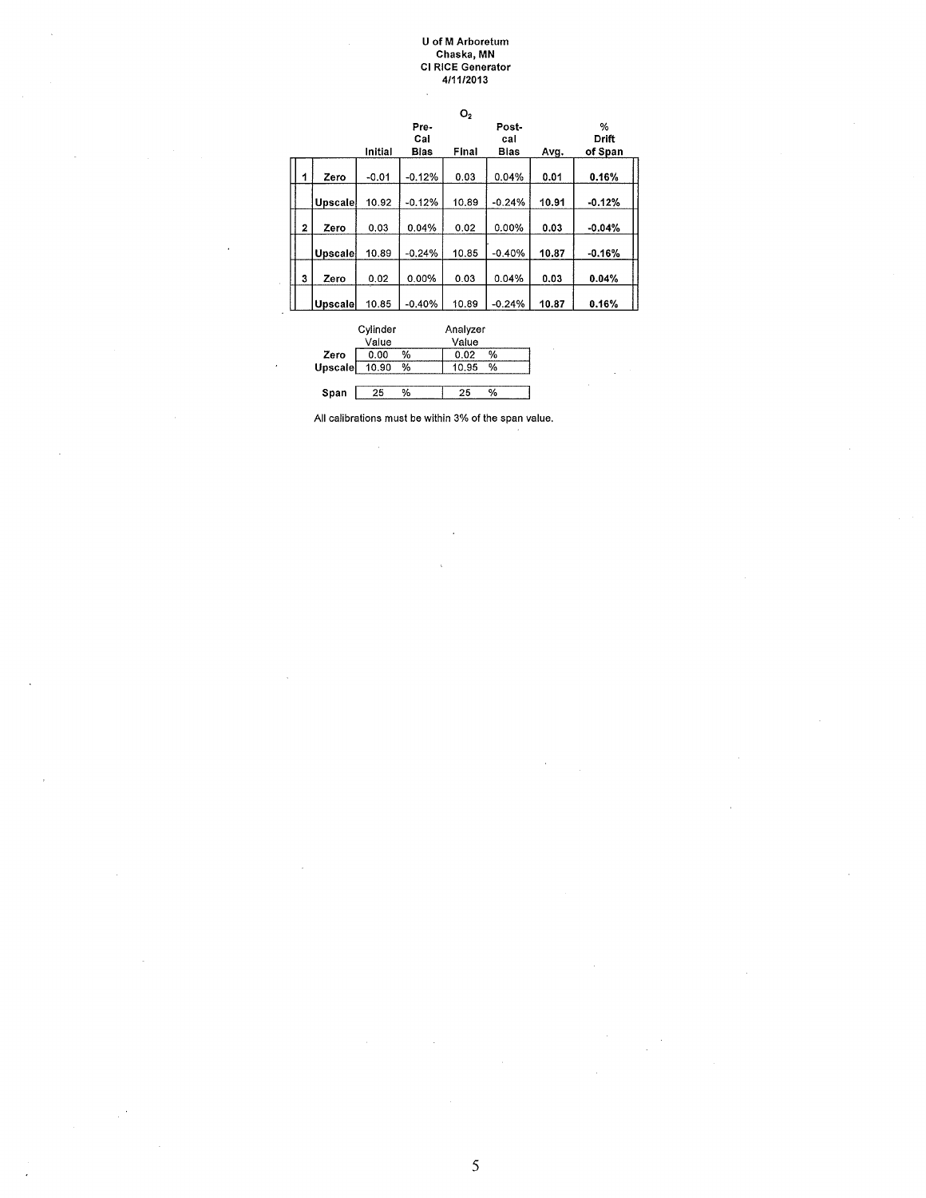**U of M Arboretum**
**Chaska, MN**
**CI RICE Generator**
**4/11/2013**

| | | $O_2$ | | | | | |
|---|---|---|---|---|---|---|---|
| | | Initial | Pre-Cal Bias | Final | Post-cal Bias | Avg. | % Drift of Span |
| 1 | Zero | -0.01 | -0.12% | 0.03 | 0.04% | **0.01** | **0.16%** |
| | Upscale | 10.92 | -0.12% | 10.89 | -0.24% | **10.91** | **-0.12%** |
| 2 | Zero | 0.03 | 0.04% | 0.02 | 0.00% | **0.03** | **-0.04%** |
| | Upscale | 10.89 | -0.24% | 10.85 | -0.40% | **10.87** | **-0.16%** |
| 3 | Zero | 0.02 | 0.00% | 0.03 | 0.04% | **0.03** | **0.04%** |
| | Upscale | 10.85 | -0.40% | 10.89 | -0.24% | **10.87** | **0.16%** |

| | Cylinder Value | Analyzer Value |
|---|---|---|
| **Zero** | 0.00 % | 0.02 % |
| **Upscale** | 10.90 % | 10.95 % |
| **Span** | 25 % | 25 % |

All calibrations must be within 3% of the span value.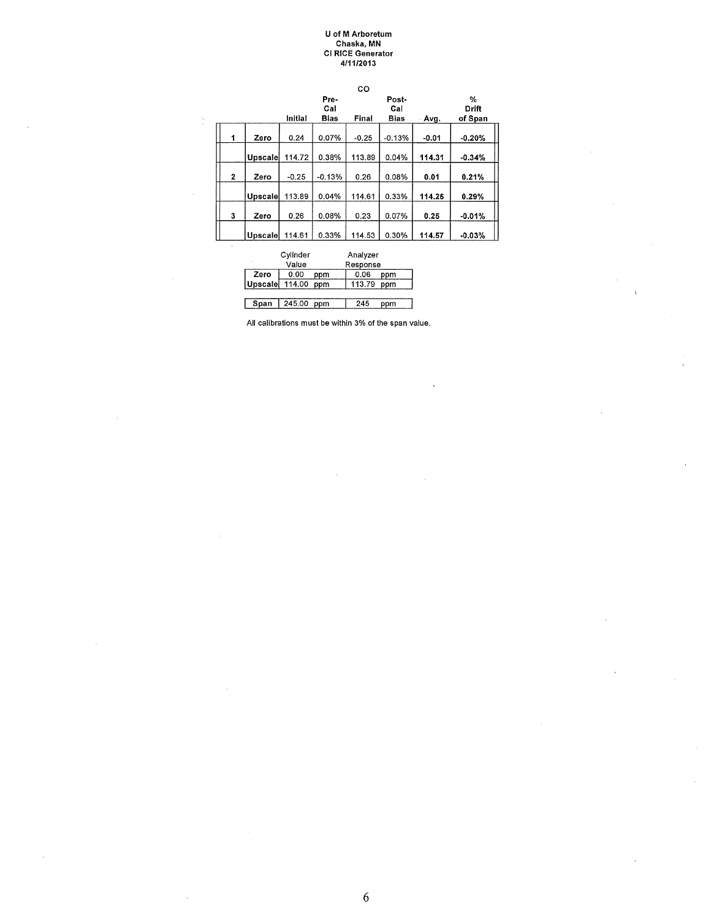**U of M Arboretum**
**Chaska, MN**
**CI RICE Generator**
**4/11/2013**

CO

| | | Initial | Pre-Cal Bias | Final | Post-Cal Bias | Avg. | % Drift of Span |
|---|---|---|---|---|---|---|---|
| 1 | Zero | 0.24 | 0.07% | -0.25 | -0.13% | **-0.01** | **-0.20%** |
| | Upscale | 114.72 | 0.38% | 113.89 | 0.04% | **114.31** | **-0.34%** |
| 2 | Zero | -0.25 | -0.13% | 0.26 | 0.08% | **0.01** | **0.21%** |
| | Upscale | 113.89 | 0.04% | 114.61 | 0.33% | **114.25** | **0.29%** |
| 3 | Zero | 0.26 | 0.08% | 0.23 | 0.07% | **0.25** | **-0.01%** |
| | Upscale | 114.61 | 0.33% | 114.53 | 0.30% | **114.57** | **-0.03%** |

| | Cylinder Value | Analyzer Response |
|---|---|---|
| Zero | 0.00 ppm | 0.06 ppm |
| Upscale | 114.00 ppm | 113.79 ppm |
| Span | 245.00 ppm | 245 ppm |

All calibrations must be within 3% of the span value.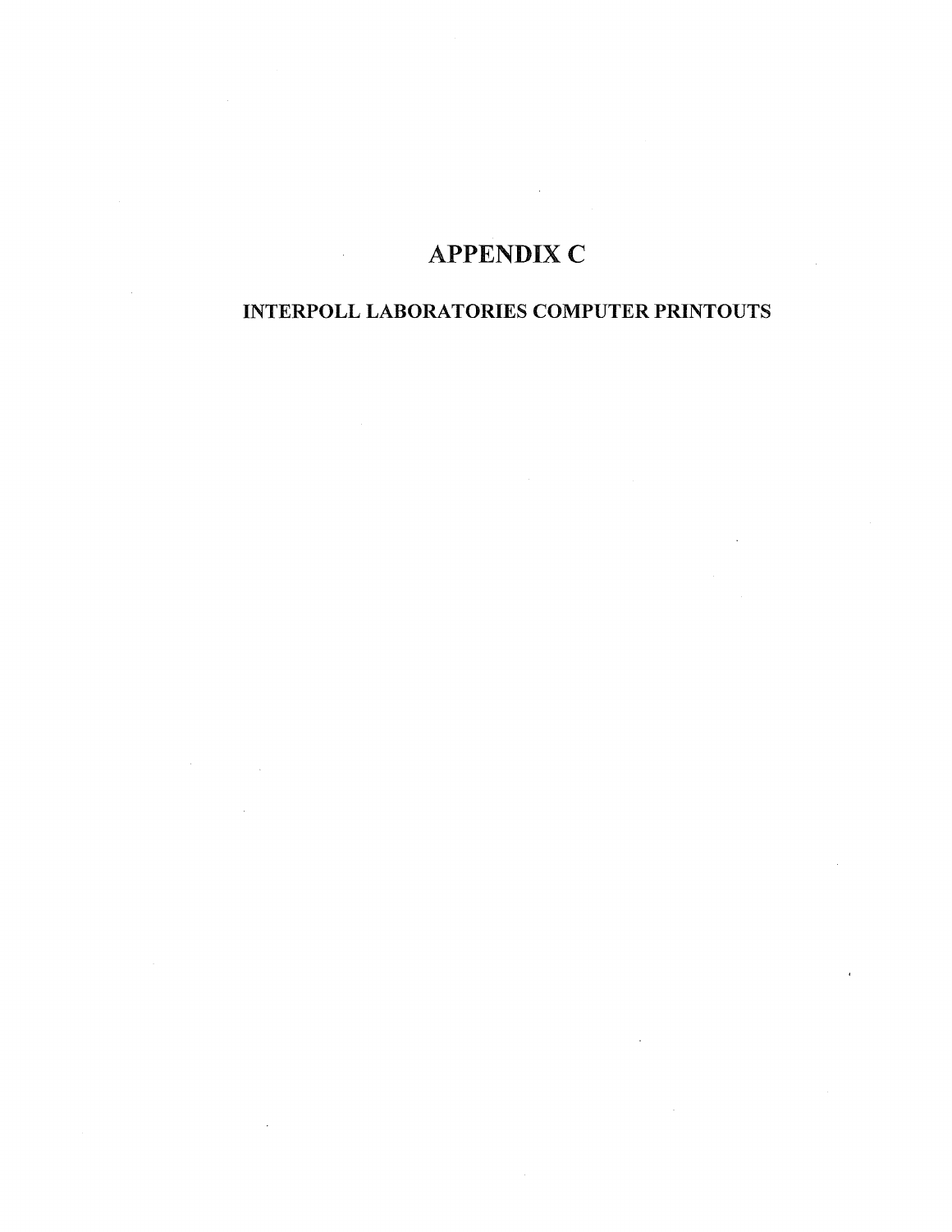# APPENDIX C

## INTERPOLL LABORATORIES COMPUTER PRINTOUTS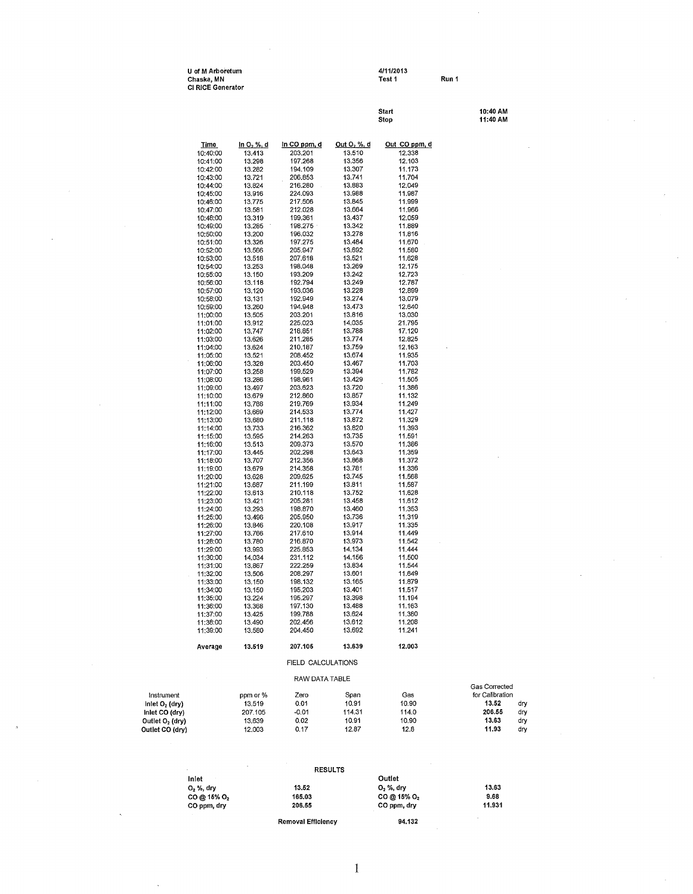U of M Arboretum
Chaska, MN
CI RICE Generator

4/11/2013
Test 1 Run 1

Start 10:40 AM
Stop 11:40 AM

| Time | In $O_2$ %, d | In CO ppm, d | Out $O_2$ %, d | Out CO ppm, d |
|---|---|---|---|---|
| 10:40:00 | 13.413 | 203.201 | 13.510 | 12.338 |
| 10:41:00 | 13.298 | 197.268 | 13.356 | 12.103 |
| 10:42:00 | 13.282 | 194.109 | 13.307 | 11.173 |
| 10:43:00 | 13.721 | 206.853 | 13.741 | 11.704 |
| 10:44:00 | 13.824 | 216.280 | 13.883 | 12.049 |
| 10:45:00 | 13.916 | 224.093 | 13.988 | 11.987 |
| 10:46:00 | 13.775 | 217.506 | 13.845 | 11.999 |
| 10:47:00 | 13.581 | 212.028 | 13.664 | 11.966 |
| 10:48:00 | 13.319 | 199.361 | 13.437 | 12.059 |
| 10:49:00 | 13.285 | 198.275 | 13.342 | 11.889 |
| 10:50:00 | 13.200 | 196.032 | 13.278 | 11.816 |
| 10:51:00 | 13.326 | 197.275 | 13.484 | 11.670 |
| 10:52:00 | 13.566 | 205.947 | 13.692 | 11.580 |
| 10:53:00 | 13.518 | 207.618 | 13.521 | 11.628 |
| 10:54:00 | 13.253 | 198.048 | 13.269 | 12.175 |
| 10:55:00 | 13.150 | 193.209 | 13.242 | 12.723 |
| 10:56:00 | 13.118 | 192.794 | 13.249 | 12.787 |
| 10:57:00 | 13.120 | 193.036 | 13.228 | 12.899 |
| 10:58:00 | 13.131 | 192.949 | 13.274 | 13.079 |
| 10:59:00 | 13.260 | 194.948 | 13.473 | 12.640 |
| 11:00:00 | 13.505 | 203.201 | 13.816 | 13.030 |
| 11:01:00 | 13.912 | 225.023 | 14.035 | 21.795 |
| 11:02:00 | 13.747 | 218.851 | 13.788 | 17.120 |
| 11:03:00 | 13.626 | 211.285 | 13.774 | 12.825 |
| 11:04:00 | 13.624 | 210.187 | 13.759 | 12.163 |
| 11:05:00 | 13.521 | 208.452 | 13.674 | 11.935 |
| 11:06:00 | 13.328 | 203.450 | 13.467 | 11.703 |
| 11:07:00 | 13.258 | 199.529 | 13.394 | 11.782 |
| 11:08:00 | 13.286 | 198.961 | 13.429 | 11.505 |
| 11:09:00 | 13.497 | 203.623 | 13.720 | 11.386 |
| 11:10:00 | 13.679 | 212.860 | 13.857 | 11.132 |
| 11:11:00 | 13.788 | 219.769 | 13.934 | 11.249 |
| 11:12:00 | 13.669 | 214.533 | 13.774 | 11.427 |
| 11:13:00 | 13.680 | 211.118 | 13.872 | 11.329 |
| 11:14:00 | 13.733 | 216.362 | 13.820 | 11.393 |
| 11:15:00 | 13.595 | 214.263 | 13.735 | 11.591 |
| 11:16:00 | 13.513 | 209.373 | 13.570 | 11.386 |
| 11:17:00 | 13.445 | 202.298 | 13.643 | 11.359 |
| 11:18:00 | 13.707 | 212.356 | 13.868 | 11.372 |
| 11:19:00 | 13.679 | 214.358 | 13.761 | 11.336 |
| 11:20:00 | 13.628 | 209.625 | 13.745 | 11.568 |
| 11:21:00 | 13.687 | 211.199 | 13.811 | 11.587 |
| 11:22:00 | 13.613 | 210.118 | 13.752 | 11.628 |
| 11:23:00 | 13.421 | 205.281 | 13.458 | 11.612 |
| 11:24:00 | 13.293 | 198.670 | 13.460 | 11.353 |
| 11:25:00 | 13.496 | 205.950 | 13.736 | 11.319 |
| 11:26:00 | 13.846 | 220.108 | 13.917 | 11.335 |
| 11:27:00 | 13.766 | 217.610 | 13.914 | 11.449 |
| 11:28:00 | 13.780 | 216.870 | 13.973 | 11.542 |
| 11:29:00 | 13.993 | 225.853 | 14.134 | 11.444 |
| 11:30:00 | 14.034 | 231.112 | 14.156 | 11.500 |
| 11:31:00 | 13.867 | 222.259 | 13.834 | 11.544 |
| 11:32:00 | 13.506 | 208.297 | 13.601 | 11.649 |
| 11:33:00 | 13.150 | 198.132 | 13.165 | 11.879 |
| 11:34:00 | 13.150 | 195.203 | 13.401 | 11.517 |
| 11:35:00 | 13.224 | 195.297 | 13.398 | 11.194 |
| 11:36:00 | 13.368 | 197.130 | 13.488 | 11.163 |
| 11:37:00 | 13.425 | 199.788 | 13.624 | 11.380 |
| 11:38:00 | 13.490 | 202.456 | 13.612 | 11.208 |
| 11:39:00 | 13.580 | 204.450 | 13.692 | 11.241 |
| **Average** | **13.519** | **207.105** | **13.639** | **12.003** |

FIELD CALCULATIONS

RAW DATA TABLE

| Instrument | ppm or % | Zero | Span | Gas | Gas Corrected for Calibration | |
|---|---|---|---|---|---|---|
| **Inlet $O_2$ (dry)** | 13.519 | 0.01 | 10.91 | 10.90 | **13.52** | dry |
| **Inlet CO (dry)** | 207.105 | -0.01 | 114.31 | 114.0 | **206.55** | dry |
| **Outlet $O_2$ (dry)** | 13.639 | 0.02 | 10.91 | 10.90 | **13.63** | dry |
| **Outlet CO (dry)** | 12.003 | 0.17 | 12.87 | 12.8 | **11.93** | dry |

**RESULTS**

| **Inlet** | | **Outlet** | |
|---|---|---|---|
| **$O_2$ %, dry** | **13.52** | **$O_2$ %, dry** | **13.63** |
| **CO @ 15% $O_2$** | **165.03** | **CO @ 15% $O_2$** | **9.68** |
| **CO ppm, dry** | **206.55** | **CO ppm, dry** | **11.931** |

**Removal Efficiency** **94.132**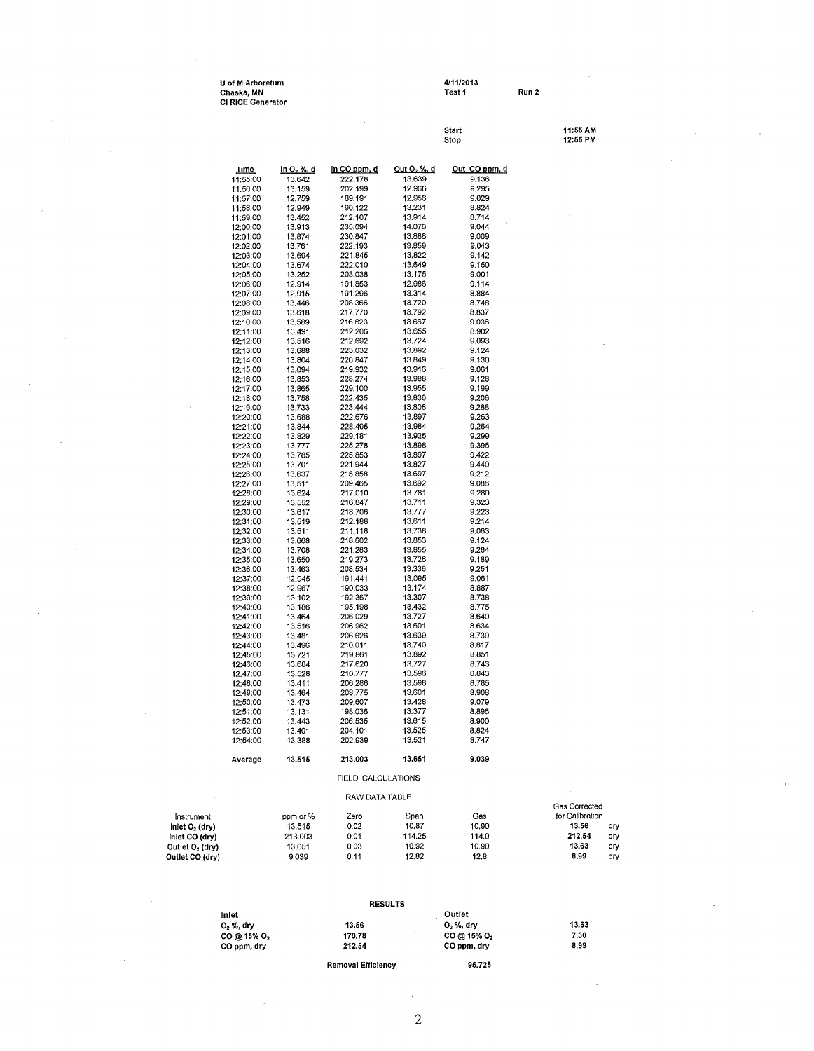U of M Arboretum
Chaska, MN
CI RICE Generator

4/11/2013
Test 1 Run 2

Start 11:55 AM
Stop 12:55 PM

| Time | In $O_2$ %, d | In CO ppm, d | Out $O_2$ %, d | Out CO ppm, d |
|---|---|---|---|---|
| 11:55:00 | 13.642 | 222.178 | 13.639 | 9.136 |
| 11:56:00 | 13.159 | 202.199 | 12.966 | 9.295 |
| 11:57:00 | 12.759 | 189.191 | 12.956 | 9.029 |
| 11:58:00 | 12.949 | 190.122 | 13.231 | 8.824 |
| 11:59:00 | 13.452 | 212.107 | 13.914 | 8.714 |
| 12:00:00 | 13.913 | 235.094 | 14.076 | 9.044 |
| 12:01:00 | 13.874 | 230.847 | 13.868 | 9.009 |
| 12:02:00 | 13.761 | 222.193 | 13.859 | 9.043 |
| 12:03:00 | 13.694 | 221.845 | 13.822 | 9.142 |
| 12:04:00 | 13.674 | 222.010 | 13.649 | 9.150 |
| 12:05:00 | 13.252 | 203.038 | 13.175 | 9.001 |
| 12:06:00 | 12.914 | 191.853 | 12.986 | 9.114 |
| 12:07:00 | 12.915 | 191.296 | 13.314 | 8.884 |
| 12:08:00 | 13.446 | 208.366 | 13.720 | 8.748 |
| 12:09:00 | 13.618 | 217.770 | 13.792 | 8.837 |
| 12:10:00 | 13.569 | 216.623 | 13.667 | 9.036 |
| 12:11:00 | 13.491 | 212.206 | 13.655 | 8.902 |
| 12:12:00 | 13.516 | 212.692 | 13.724 | 9.093 |
| 12:13:00 | 13.688 | 223.032 | 13.892 | 9.124 |
| 12:14:00 | 13.804 | 226.847 | 13.849 | 9.130 |
| 12:15:00 | 13.694 | 219.932 | 13.916 | 9.061 |
| 12:16:00 | 13.853 | 228.274 | 13.988 | 9.128 |
| 12:17:00 | 13.865 | 229.100 | 13.955 | 9.199 |
| 12:18:00 | 13.758 | 222.435 | 13.836 | 9.206 |
| 12:19:00 | 13.733 | 223.444 | 13.808 | 9.288 |
| 12:20:00 | 13.688 | 222.676 | 13.897 | 9.263 |
| 12:21:00 | 13.844 | 228.495 | 13.984 | 9.264 |
| 12:22:00 | 13.829 | 229.181 | 13.925 | 9.299 |
| 12:23:00 | 13.777 | 225.278 | 13.898 | 9.396 |
| 12:24:00 | 13.785 | 225.853 | 13.897 | 9.422 |
| 12:25:00 | 13.701 | 221.944 | 13.827 | 9.440 |
| 12:26:00 | 13.637 | 215.858 | 13.697 | 9.212 |
| 12:27:00 | 13.511 | 209.465 | 13.692 | 9.086 |
| 12:28:00 | 13.624 | 217.010 | 13.781 | 9.280 |
| 12:29:00 | 13.552 | 216.847 | 13.711 | 9.323 |
| 12:30:00 | 13.617 | 218.706 | 13.777 | 9.223 |
| 12:31:00 | 13.519 | 212.188 | 13.611 | 9.214 |
| 12:32:00 | 13.511 | 211.118 | 13.738 | 9.063 |
| 12:33:00 | 13.668 | 218.602 | 13.853 | 9.124 |
| 12:34:00 | 13.708 | 221.283 | 13.855 | 9.264 |
| 12:35:00 | 13.650 | 219.273 | 13.726 | 9.189 |
| 12:36:00 | 13.463 | 208.534 | 13.336 | 9.251 |
| 12:37:00 | 12.945 | 191.441 | 13.095 | 9.061 |
| 12:38:00 | 12.967 | 190.033 | 13.174 | 8.887 |
| 12:39:00 | 13.102 | 192.367 | 13.307 | 8.738 |
| 12:40:00 | 13.186 | 195.198 | 13.432 | 8.775 |
| 12:41:00 | 13.464 | 206.029 | 13.727 | 8.640 |
| 12:42:00 | 13.516 | 206.962 | 13.601 | 8.634 |
| 12:43:00 | 13.481 | 206.626 | 13.639 | 8.739 |
| 12:44:00 | 13.496 | 210.011 | 13.740 | 8.817 |
| 12:45:00 | 13.721 | 219.861 | 13.892 | 8.851 |
| 12:46:00 | 13.684 | 217.620 | 13.727 | 8.743 |
| 12:47:00 | 13.528 | 210.777 | 13.596 | 8.843 |
| 12:48:00 | 13.411 | 206.266 | 13.598 | 8.785 |
| 12:49:00 | 13.464 | 208.775 | 13.601 | 8.908 |
| 12:50:00 | 13.473 | 209.607 | 13.428 | 9.079 |
| 12:51:00 | 13.131 | 198.036 | 13.377 | 8.896 |
| 12:52:00 | 13.443 | 206.535 | 13.615 | 8.900 |
| 12:53:00 | 13.401 | 204.101 | 13.525 | 8.824 |
| 12:54:00 | 13.388 | 202.939 | 13.521 | 8.747 |
| **Average** | **13.515** | **213.003** | **13.651** | **9.039** |

FIELD CALCULATIONS

RAW DATA TABLE

| Instrument | ppm or % | Zero | Span | Gas | Gas Corrected for Calibration | |
|---|---|---|---|---|---|---|
| **Inlet $O_2$ (dry)** | 13.515 | 0.02 | 10.87 | 10.90 | **13.56** | dry |
| **Inlet CO (dry)** | 213.003 | 0.01 | 114.25 | 114.0 | **212.54** | dry |
| **Outlet $O_2$ (dry)** | 13.651 | 0.03 | 10.92 | 10.90 | **13.63** | dry |
| **Outlet CO (dry)** | 9.039 | 0.11 | 12.82 | 12.8 | **8.99** | dry |

**RESULTS**

| Inlet | | Outlet | |
|---|---|---|---|
| $O_2$ %, dry | 13.56 | $O_2$ %, dry | 13.63 |
| CO @ 15% $O_2$ | 170.78 | CO @ 15% $O_2$ | 7.30 |
| CO ppm, dry | 212.54 | CO ppm, dry | 8.99 |

Removal Efficiency 95.726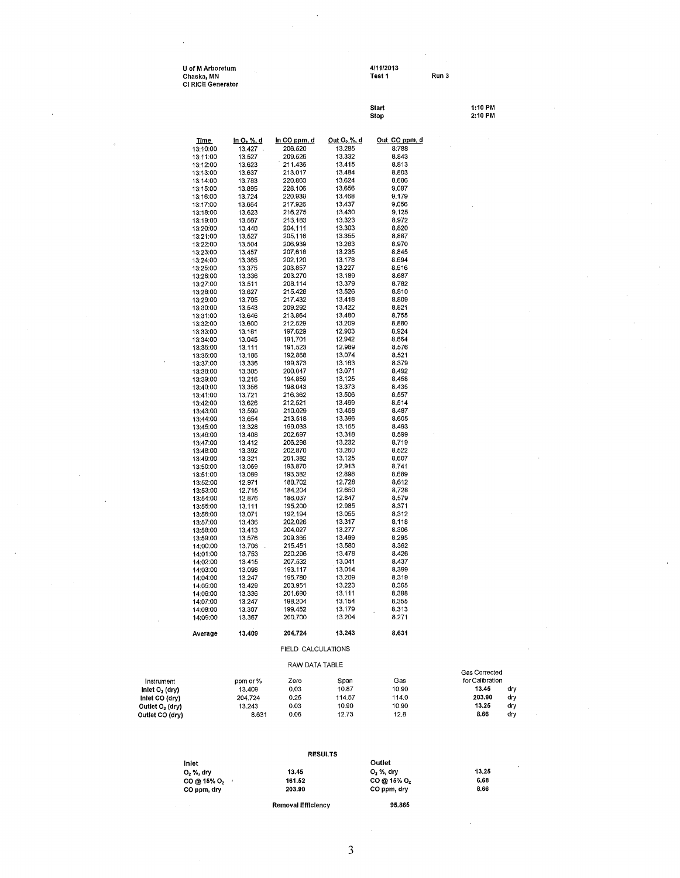U of M Arboretum
Chaska, MN
CI RICE Generator

4/11/2013
Test 1 Run 3

Start 1:10 PM
Stop 2:10 PM

| Time | In $O_2$ %, d | In CO ppm, d | Out $O_2$ %, d | Out CO ppm, d |
|---|---|---|---|---|
| 13:10:00 | 13.427 | 206.520 | 13.285 | 8.788 |
| 13:11:00 | 13.527 | 209.526 | 13.332 | 8.843 |
| 13:12:00 | 13.623 | 211.436 | 13.415 | 8.813 |
| 13:13:00 | 13.637 | 213.017 | 13.484 | 8.803 |
| 13:14:00 | 13.783 | 220.863 | 13.624 | 8.886 |
| 13:15:00 | 13.895 | 228.106 | 13.656 | 9.087 |
| 13:16:00 | 13.724 | 220.939 | 13.468 | 9.179 |
| 13:17:00 | 13.664 | 217.926 | 13.437 | 9.056 |
| 13:18:00 | 13.623 | 216.275 | 13.430 | 9.125 |
| 13:19:00 | 13.567 | 213.183 | 13.323 | 8.972 |
| 13:20:00 | 13.448 | 204.111 | 13.303 | 8.820 |
| 13:21:00 | 13.527 | 205.116 | 13.355 | 8.887 |
| 13:22:00 | 13.504 | 206.939 | 13.283 | 8.970 |
| 13:23:00 | 13.457 | 207.618 | 13.235 | 8.845 |
| 13:24:00 | 13.365 | 202.120 | 13.178 | 8.694 |
| 13:25:00 | 13.375 | 203.857 | 13.227 | 8.616 |
| 13:26:00 | 13.336 | 203.270 | 13.189 | 8.687 |
| 13:27:00 | 13.511 | 208.114 | 13.379 | 8.782 |
| 13:28:00 | 13.627 | 215.428 | 13.526 | 8.810 |
| 13:29:00 | 13.705 | 217.432 | 13.418 | 8.809 |
| 13:30:00 | 13.543 | 209.292 | 13.422 | 8.821 |
| 13:31:00 | 13.646 | 213.864 | 13.480 | 8.755 |
| 13:32:00 | 13.600 | 212.529 | 13.209 | 8.880 |
| 13:33:00 | 13.181 | 197.629 | 12.903 | 8.924 |
| 13:34:00 | 13.045 | 191.701 | 12.942 | 8.664 |
| 13:35:00 | 13.111 | 191.523 | 12.989 | 8.576 |
| 13:36:00 | 13.186 | 192.868 | 13.074 | 8.521 |
| 13:37:00 | 13.336 | 199.373 | 13.163 | 8.379 |
| 13:38:00 | 13.305 | 200.047 | 13.071 | 8.492 |
| 13:39:00 | 13.216 | 194.859 | 13.125 | 8.458 |
| 13:40:00 | 13.356 | 198.043 | 13.373 | 8.435 |
| 13:41:00 | 13.721 | 216.362 | 13.506 | 8.557 |
| 13:42:00 | 13.626 | 212.521 | 13.469 | 8.514 |
| 13:43:00 | 13.599 | 210.029 | 13.458 | 8.487 |
| 13:44:00 | 13.654 | 213.518 | 13.396 | 8.605 |
| 13:45:00 | 13.328 | 199.033 | 13.155 | 8.493 |
| 13:46:00 | 13.408 | 202.697 | 13.318 | 8.599 |
| 13:47:00 | 13.412 | 206.298 | 13.232 | 8.719 |
| 13:48:00 | 13.392 | 202.870 | 13.260 | 8.522 |
| 13:49:00 | 13.321 | 201.382 | 13.125 | 8.607 |
| 13:50:00 | 13.069 | 193.870 | 12.913 | 8.741 |
| 13:51:00 | 13.089 | 193.382 | 12.898 | 8.689 |
| 13:52:00 | 12.971 | 188.702 | 12.728 | 8.612 |
| 13:53:00 | 12.715 | 184.204 | 12.650 | 8.728 |
| 13:54:00 | 12.876 | 186.037 | 12.847 | 8.579 |
| 13:55:00 | 13.111 | 195.200 | 12.985 | 8.371 |
| 13:56:00 | 13.071 | 192.194 | 13.055 | 8.312 |
| 13:57:00 | 13.436 | 202.026 | 13.317 | 8.118 |
| 13:58:00 | 13.413 | 204.027 | 13.277 | 8.306 |
| 13:59:00 | 13.576 | 209.365 | 13.499 | 8.295 |
| 14:00:00 | 13.706 | 215.451 | 13.580 | 8.362 |
| 14:01:00 | 13.753 | 220.296 | 13.478 | 8.426 |
| 14:02:00 | 13.415 | 207.532 | 13.041 | 8.437 |
| 14:03:00 | 13.098 | 193.117 | 13.014 | 8.399 |
| 14:04:00 | 13.247 | 195.780 | 13.209 | 8.319 |
| 14:05:00 | 13.429 | 203.951 | 13.223 | 8.365 |
| 14:06:00 | 13.336 | 201.690 | 13.111 | 8.388 |
| 14:07:00 | 13.247 | 198.204 | 13.154 | 8.355 |
| 14:08:00 | 13.307 | 199.452 | 13.179 | 8.313 |
| 14:09:00 | 13.367 | 200.700 | 13.204 | 8.271 |
| **Average** | **13.409** | **204.724** | **13.243** | **8.631** |

FIELD CALCULATIONS

RAW DATA TABLE

| Instrument | ppm or % | Zero | Span | Gas | Gas Corrected for Calibration | |
|---|---|---|---|---|---|---|
| **Inlet $O_2$ (dry)** | 13.409 | 0.03 | 10.87 | 10.90 | **13.45** | dry |
| **Inlet CO (dry)** | 204.724 | 0.25 | 114.57 | 114.0 | **203.90** | dry |
| **Outlet $O_2$ (dry)** | 13.243 | 0.03 | 10.90 | 10.90 | **13.25** | dry |
| **Outlet CO (dry)** | 8.631 | 0.06 | 12.73 | 12.8 | **8.66** | dry |

**RESULTS**

| Inlet | | Outlet | |
|---|---|---|---|
| $O_2$ %, dry | 13.45 | $O_2$ %, dry | 13.25 |
| CO @ 15% $O_2$ | 161.52 | CO @ 15% $O_2$ | 6.68 |
| CO ppm, dry | 203.90 | CO ppm, dry | 8.66 |

Removal Efficiency 95.865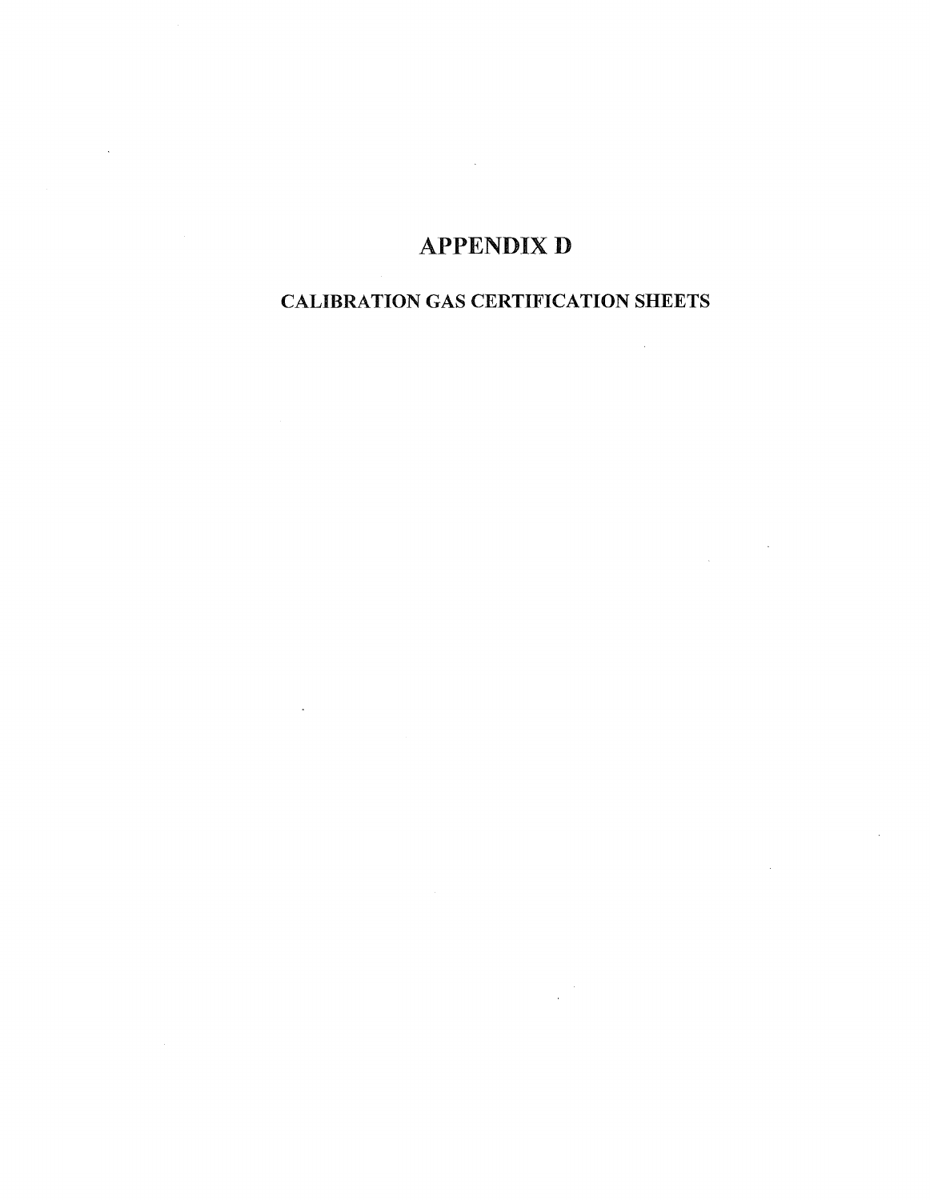# APPENDIX D

## CALIBRATION GAS CERTIFICATION SHEETS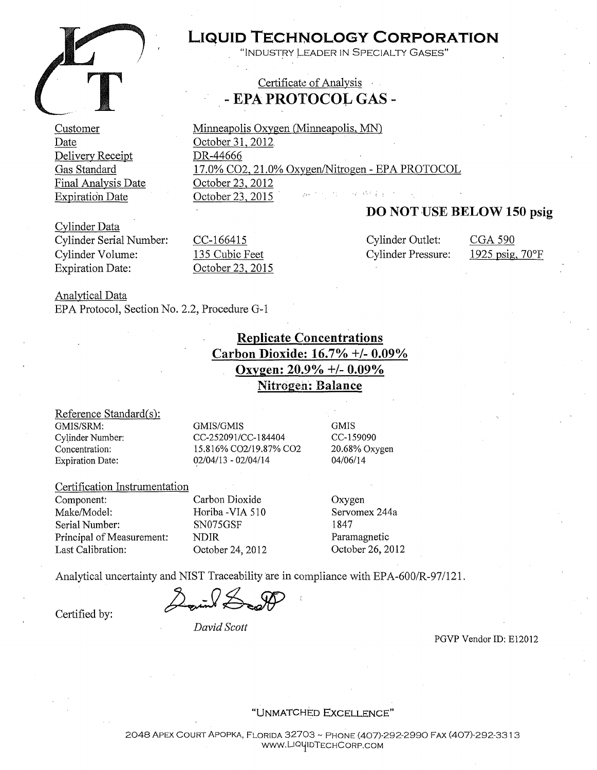# LIQUID TECHNOLOGY CORPORATION

"INDUSTRY LEADER IN SPECIALTY GASES"

## Certificate of Analysis
## - EPA PROTOCOL GAS -

| | |
|---|---|
| Customer | Minneapolis Oxygen (Minneapolis, MN) |
| Date | October 31, 2012 |
| Delivery Receipt | DR-44666 |
| Gas Standard | 17.0% $CO_2$, 21.0% Oxygen/Nitrogen - EPA PROTOCOL |
| Final Analysis Date | October 23, 2012 |
| Expiration Date | October 23, 2015 |

**DO NOT USE BELOW 150 psig**

Cylinder Data

| | | | |
|---|---|---|---|
| Cylinder Serial Number: | CC-166415 | Cylinder Outlet: | CGA 590 |
| Cylinder Volume: | 135 Cubic Feet | Cylinder Pressure: | 1925 psig, 70°F |
| Expiration Date: | October 23, 2015 | | |

Analytical Data

EPA Protocol, Section No. 2.2, Procedure G-1

**Replicate Concentrations**
**Carbon Dioxide: 16.7% +/- 0.09%**
**Oxygen: 20.9% +/- 0.09%**
**Nitrogen: Balance**

Reference Standard(s):

| | | |
|---|---|---|
| GMIS/SRM: | GMIS/GMIS | GMIS |
| Cylinder Number: | CC-252091/CC-184404 | CC-159090 |
| Concentration: | 15.816% $CO_2$/19.87% $CO_2$ | 20.68% Oxygen |
| Expiration Date: | 02/04/13 - 02/04/14 | 04/06/14 |

Certification Instrumentation

| | | |
|---|---|---|
| Component: | Carbon Dioxide | Oxygen |
| Make/Model: | Horiba -VIA 510 | Servomex 244a |
| Serial Number: | SN075GSF | 1847 |
| Principal of Measurement: | NDIR | Paramagnetic |
| Last Calibration: | October 24, 2012 | October 26, 2012 |

Analytical uncertainty and NIST Traceability are in compliance with EPA-600/R-97/121.

Certified by:

*David Scott*

PGVP Vendor ID: E12012

"UNMATCHED EXCELLENCE"

2048 APEX COURT APOPKA, FLORIDA 32703 ~ PHONE (407)-292-2990 FAX (407)-292-3313
WWW.LIQUIDTECHCORP.COM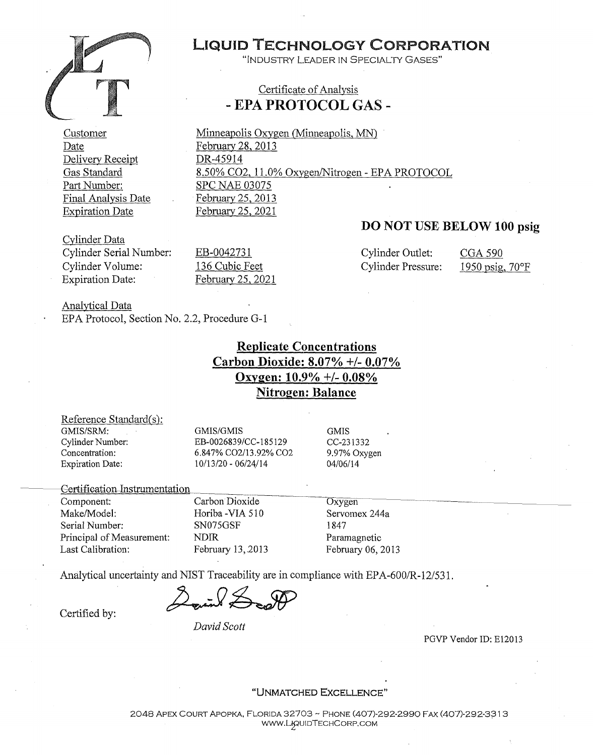# LIQUID TECHNOLOGY CORPORATION

"INDUSTRY LEADER IN SPECIALTY GASES"

## Certificate of Analysis

## - EPA PROTOCOL GAS -

| | |
|---|---|
| Customer | Minneapolis Oxygen (Minneapolis, MN) |
| Date | February 28, 2013 |
| Delivery Receipt | DR-45914 |
| Gas Standard | 8.50% CO2, 11.0% Oxygen/Nitrogen - EPA PROTOCOL |
| Part Number: | SPC NAE 03075 |
| Final Analysis Date | February 25, 2013 |
| Expiration Date | February 25, 2021 |

**DO NOT USE BELOW 100 psig**

Cylinder Data

| | | | |
|---|---|---|---|
| Cylinder Serial Number: | EB-0042731 | Cylinder Outlet: | CGA 590 |
| Cylinder Volume: | 136 Cubic Feet | Cylinder Pressure: | 1950 psig, 70°F |
| Expiration Date: | February 25, 2021 | | |

Analytical Data

EPA Protocol, Section No. 2.2, Procedure G-1

**Replicate Concentrations**

**Carbon Dioxide: 8.07% +/- 0.07%**

**Oxygen: 10.9% +/- 0.08%**

**Nitrogen: Balance**

Reference Standard(s):

| | | |
|---|---|---|
| GMIS/SRM: | GMIS/GMIS | GMIS |
| Cylinder Number: | EB-0026839/CC-185129 | CC-231332 |
| Concentration: | 6.847% CO2/13.92% CO2 | 9.97% Oxygen |
| Expiration Date: | 10/13/20 - 06/24/14 | 04/06/14 |

Certification Instrumentation

| | | |
|---|---|---|
| Component: | Carbon Dioxide | Oxygen |
| Make/Model: | Horiba -VIA 510 | Servomex 244a |
| Serial Number: | SN075GSF | 1847 |
| Principal of Measurement: | NDIR | Paramagnetic |
| Last Calibration: | February 13, 2013 | February 06, 2013 |

Analytical uncertainty and NIST Traceability are in compliance with EPA-600/R-12/531.

Certified by:

*David Scott*

PGVP Vendor ID: E12013

"UNMATCHED EXCELLENCE"

2048 APEX COURT APOPKA, FLORIDA 32703 ~ PHONE (407)-292-2990 FAX (407)-292-3313
WWW.LIQUIDTECHCORP.COM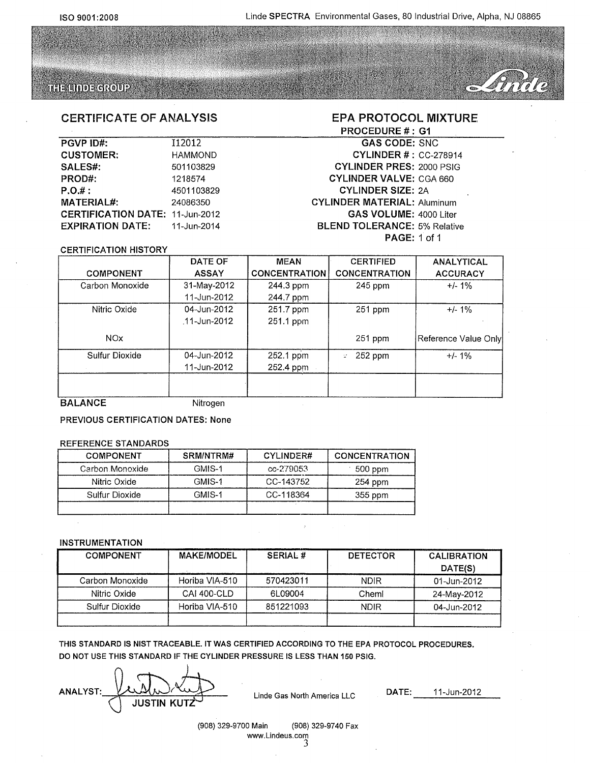ISO 9001:2008

Linde **SPECTRA** Environmental Gases, 80 Industrial Drive, Alpha, NJ 08865

THE LINDE GROUP

Linde

## CERTIFICATE OF ANALYSIS

## EPA PROTOCOL MIXTURE

**PROCEDURE #:** G1

| | |
|---|---|
| **PGVP ID#:** | I12012 |
| **CUSTOMER:** | HAMMOND |
| **SALES#:** | 501103829 |
| **PROD#:** | 1218574 |
| **P.O.#:** | 4501103829 |
| **MATERIAL#:** | 24086350 |
| **CERTIFICATION DATE:** | 11-Jun-2012 |
| **EXPIRATION DATE:** | 11-Jun-2014 |

| | |
|---|---|
| **GAS CODE:** | SNC |
| **CYLINDER #:** | CC-278914 |
| **CYLINDER PRES:** | 2000 PSIG |
| **CYLINDER VALVE:** | CGA 660 |
| **CYLINDER SIZE:** | 2A |
| **CYLINDER MATERIAL:** | Aluminum |
| **GAS VOLUME:** | 4000 Liter |
| **BLEND TOLERANCE:** | 5% Relative |
| **PAGE:** | 1 of 1 |

CERTIFICATION HISTORY

| COMPONENT | DATE OF ASSAY | MEAN CONCENTRATION | CERTIFIED CONCENTRATION | ANALYTICAL ACCURACY |
|---|---|---|---|---|
| Carbon Monoxide | 31-May-2012<br>11-Jun-2012 | 244.3 ppm<br>244.7 ppm | 245 ppm | +/- 1% |
| Nitric Oxide | 04-Jun-2012<br>11-Jun-2012 | 251.7 ppm<br>251.1 ppm | 251 ppm | +/- 1% |
| NOx | | | 251 ppm | Reference Value Only |
| Sulfur Dioxide | 04-Jun-2012<br>11-Jun-2012 | 252.1 ppm<br>252.4 ppm | 252 ppm | +/- 1% |
| | | | | |

**BALANCE** Nitrogen

**PREVIOUS CERTIFICATION DATES: None**

REFERENCE STANDARDS

| COMPONENT | SRM/NTRM# | CYLINDER# | CONCENTRATION |
|---|---|---|---|
| Carbon Monoxide | GMIS-1 | cc-279053 | 500 ppm |
| Nitric Oxide | GMIS-1 | CC-143752 | 254 ppm |
| Sulfur Dioxide | GMIS-1 | CC-118364 | 355 ppm |
| | | | |

INSTRUMENTATION

| COMPONENT | MAKE/MODEL | SERIAL # | DETECTOR | CALIBRATION DATE(S) |
|---|---|---|---|---|
| Carbon Monoxide | Horiba VIA-510 | 570423011 | NDIR | 01-Jun-2012 |
| Nitric Oxide | CAI 400-CLD | 6L09004 | Cheml | 24-May-2012 |
| Sulfur Dioxide | Horiba VIA-510 | 851221093 | NDIR | 04-Jun-2012 |
| | | | | |

**THIS STANDARD IS NIST TRACEABLE. IT WAS CERTIFIED ACCORDING TO THE EPA PROTOCOL PROCEDURES.**
**DO NOT USE THIS STANDARD IF THE CYLINDER PRESSURE IS LESS THAN 150 PSIG.**

**ANALYST:** JUSTIN KUTZ — Linde Gas North America LLC — **DATE:** 11-Jun-2012

(908) 329-9700 Main (908) 329-9740 Fax
www.Lindeus.com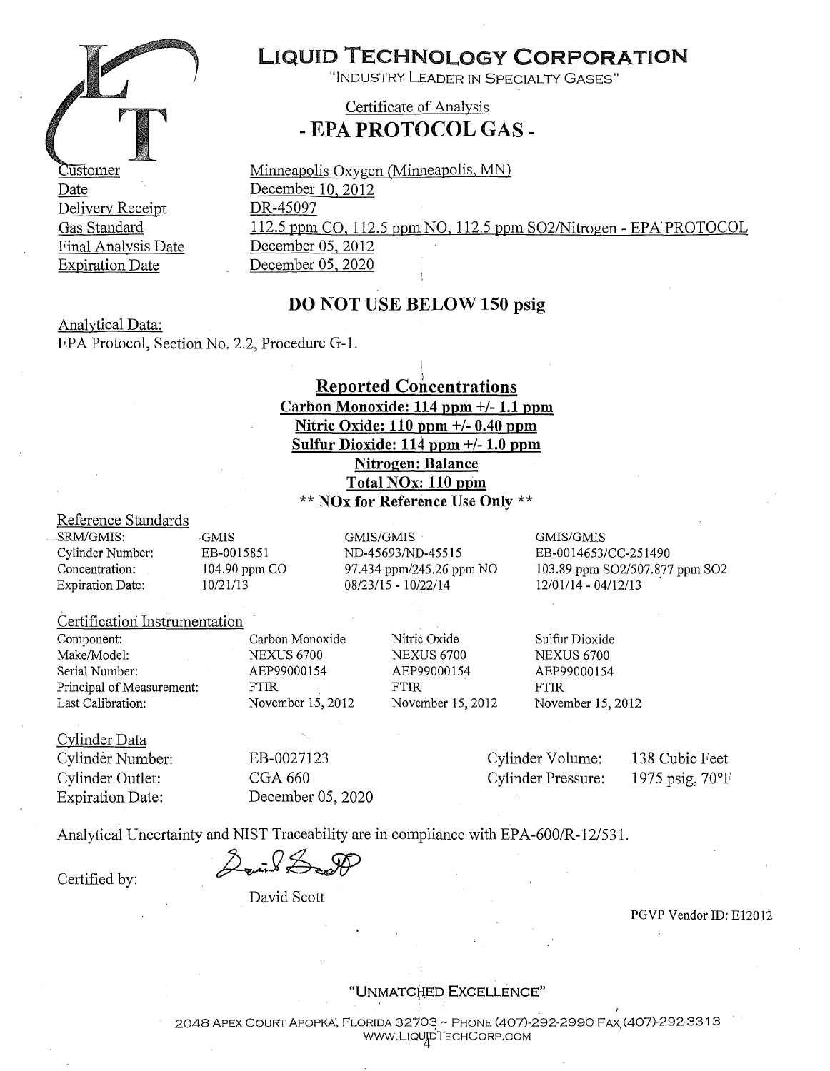# LIQUID TECHNOLOGY CORPORATION

"INDUSTRY LEADER IN SPECIALTY GASES"

## Certificate of Analysis

## - EPA PROTOCOL GAS -

| | |
|---|---|
| Customer | Minneapolis Oxygen (Minneapolis, MN) |
| Date | December 10, 2012 |
| Delivery Receipt | DR-45097 |
| Gas Standard | 112.5 ppm CO, 112.5 ppm NO, 112.5 ppm SO2/Nitrogen - EPA PROTOCOL |
| Final Analysis Date | December 05, 2012 |
| Expiration Date | December 05, 2020 |

**DO NOT USE BELOW 150 psig**

Analytical Data:
EPA Protocol, Section No. 2.2, Procedure G-1.

**Reported Concentrations**

**Carbon Monoxide: 114 ppm +/- 1.1 ppm**
**Nitric Oxide: 110 ppm +/- 0.40 ppm**
**Sulfur Dioxide: 114 ppm +/- 1.0 ppm**
**Nitrogen: Balance**
**Total NOx: 110 ppm**
**\*\* NOx for Reference Use Only \*\***

Reference Standards

| | | | |
|---|---|---|---|
| SRM/GMIS: | GMIS | GMIS/GMIS | GMIS/GMIS |
| Cylinder Number: | EB-0015851 | ND-45693/ND-45515 | EB-0014653/CC-251490 |
| Concentration: | 104.90 ppm CO | 97.434 ppm/245.26 ppm NO | 103.89 ppm SO2/507.877 ppm SO2 |
| Expiration Date: | 10/21/13 | 08/23/15 - 10/22/14 | 12/01/14 - 04/12/13 |

Certification Instrumentation

| | | | |
|---|---|---|---|
| Component: | Carbon Monoxide | Nitric Oxide | Sulfur Dioxide |
| Make/Model: | NEXUS 6700 | NEXUS 6700 | NEXUS 6700 |
| Serial Number: | AEP99000154 | AEP99000154 | AEP99000154 |
| Principal of Measurement: | FTIR | FTIR | FTIR |
| Last Calibration: | November 15, 2012 | November 15, 2012 | November 15, 2012 |

Cylinder Data

| | | | |
|---|---|---|---|
| Cylinder Number: | EB-0027123 | Cylinder Volume: | 138 Cubic Feet |
| Cylinder Outlet: | CGA 660 | Cylinder Pressure: | 1975 psig, 70°F |
| Expiration Date: | December 05, 2020 | | |

Analytical Uncertainty and NIST Traceability are in compliance with EPA-600/R-12/531.

Certified by:

David Scott

PGVP Vendor ID: E12012

"UNMATCHED EXCELLENCE"

2048 APEX COURT APOPKA, FLORIDA 32703 ~ PHONE (407)-292-2990 FAX (407)-292-3313
WWW.LIQUIDTECHCORP.COM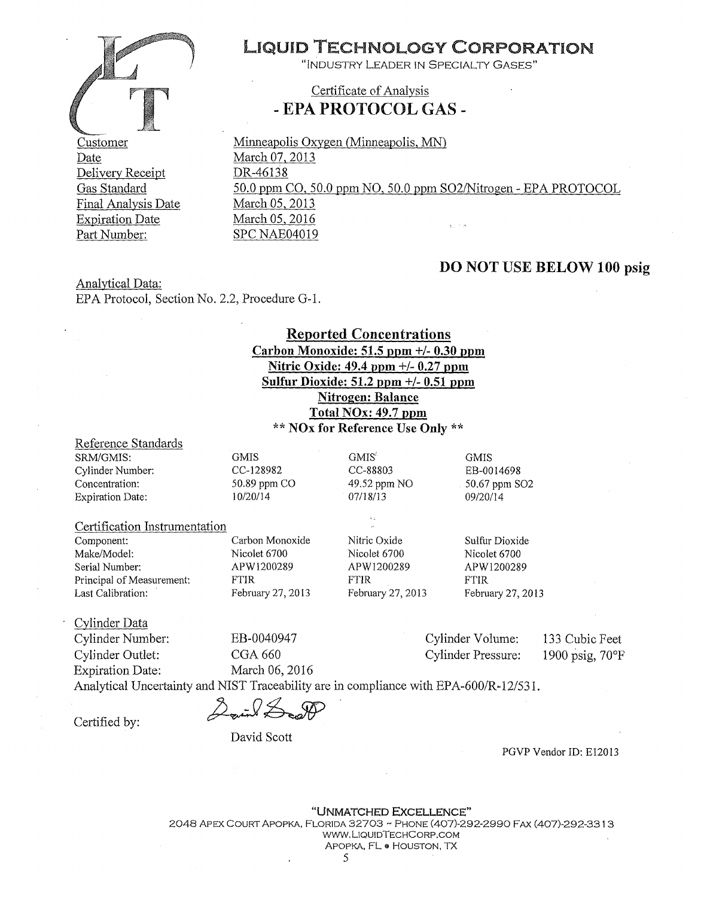# LIQUID TECHNOLOGY CORPORATION

"INDUSTRY LEADER IN SPECIALTY GASES"

## Certificate of Analysis

## - EPA PROTOCOL GAS -

| | |
|---|---|
| Customer | Minneapolis Oxygen (Minneapolis, MN) |
| Date | March 07, 2013 |
| Delivery Receipt | DR-46138 |
| Gas Standard | 50.0 ppm CO, 50.0 ppm NO, 50.0 ppm SO2/Nitrogen - EPA PROTOCOL |
| Final Analysis Date | March 05, 2013 |
| Expiration Date | March 05, 2016 |
| Part Number: | SPC NAE04019 |

**DO NOT USE BELOW 100 psig**

Analytical Data:
EPA Protocol, Section No. 2.2, Procedure G-1.

**Reported Concentrations**

**Carbon Monoxide: 51.5 ppm +/- 0.30 ppm**

**Nitric Oxide: 49.4 ppm +/- 0.27 ppm**

**Sulfur Dioxide: 51.2 ppm +/- 0.51 ppm**

**Nitrogen: Balance**

**Total NOx: 49.7 ppm**

**\*\* NOx for Reference Use Only \*\***

Reference Standards

| SRM/GMIS: | GMIS | GMIS | GMIS |
|---|---|---|---|
| Cylinder Number: | CC-128982 | CC-88803 | EB-0014698 |
| Concentration: | 50.89 ppm CO | 49.52 ppm NO | 50.67 ppm SO2 |
| Expiration Date: | 10/20/14 | 07/18/13 | 09/20/14 |

Certification Instrumentation

| Component: | Carbon Monoxide | Nitric Oxide | Sulfur Dioxide |
|---|---|---|---|
| Make/Model: | Nicolet 6700 | Nicolet 6700 | Nicolet 6700 |
| Serial Number: | APW1200289 | APW1200289 | APW1200289 |
| Principal of Measurement: | FTIR | FTIR | FTIR |
| Last Calibration: | February 27, 2013 | February 27, 2013 | February 27, 2013 |

Cylinder Data

| | | | |
|---|---|---|---|
| Cylinder Number: | EB-0040947 | Cylinder Volume: | 133 Cubic Feet |
| Cylinder Outlet: | CGA 660 | Cylinder Pressure: | 1900 psig, 70°F |
| Expiration Date: | March 06, 2016 | | |

Analytical Uncertainty and NIST Traceability are in compliance with EPA-600/R-12/531.

Certified by:

David Scott

PGVP Vendor ID: E12013

"UNMATCHED EXCELLENCE"
2048 APEX COURT APOPKA, FLORIDA 32703 ~ PHONE (407)-292-2990 FAX (407)-292-3313
WWW.LIQUIDTECHCORP.COM
APOPKA, FL • HOUSTON, TX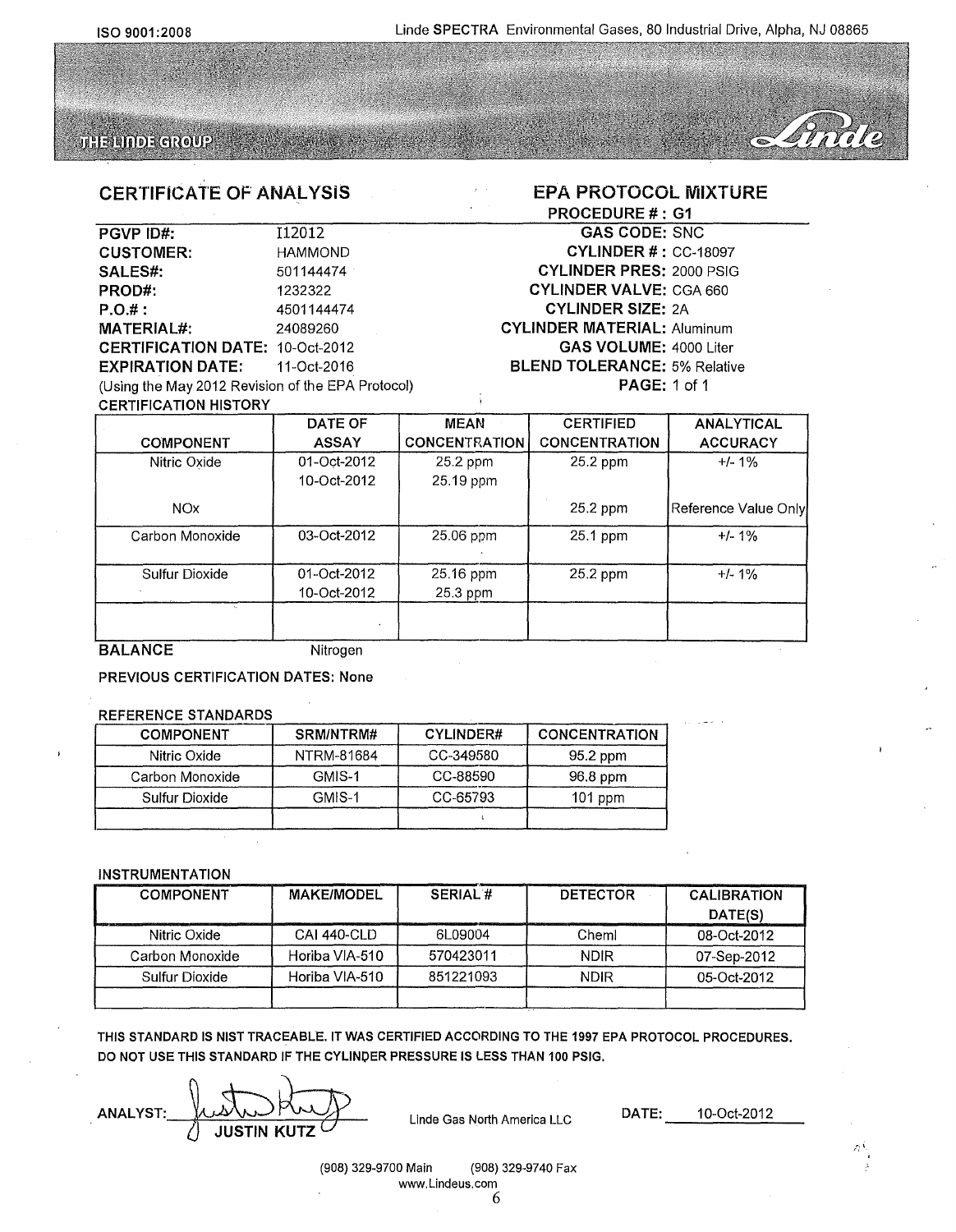ISO 9001:2008 Linde **SPECTRA** Environmental Gases, 80 Industrial Drive, Alpha, NJ 08865

THE LINDE GROUP

## CERTIFICATE OF ANALYSIS

## EPA PROTOCOL MIXTURE

**PROCEDURE # : G1**

| | | | |
|---|---|---|---|
| **PGVP ID#:** | I12012 | **GAS CODE:** | SNC |
| **CUSTOMER:** | HAMMOND | **CYLINDER # :** | CC-18097 |
| **SALES#:** | 501144474 | **CYLINDER PRES:** | 2000 PSIG |
| **PROD#:** | 1232322 | **CYLINDER VALVE:** | CGA 660 |
| **P.O.# :** | 4501144474 | **CYLINDER SIZE:** | 2A |
| **MATERIAL#:** | 24089260 | **CYLINDER MATERIAL:** | Aluminum |
| **CERTIFICATION DATE:** | 10-Oct-2012 | **GAS VOLUME:** | 4000 Liter |
| **EXPIRATION DATE:** | 11-Oct-2016 | **BLEND TOLERANCE:** | 5% Relative |
| | | **PAGE:** | 1 of 1 |

(Using the May 2012 Revision of the EPA Protocol)

CERTIFICATION HISTORY

| COMPONENT | DATE OF ASSAY | MEAN CONCENTRATION | CERTIFIED CONCENTRATION | ANALYTICAL ACCURACY |
|---|---|---|---|---|
| Nitric Oxide | 01-Oct-2012<br>10-Oct-2012 | 25.2 ppm<br>25.19 ppm | 25.2 ppm | +/- 1% |
| NOx | | | 25.2 ppm | Reference Value Only |
| Carbon Monoxide | 03-Oct-2012 | 25.06 ppm | 25.1 ppm | +/- 1% |
| Sulfur Dioxide | 01-Oct-2012<br>10-Oct-2012 | 25.16 ppm<br>25.3 ppm | 25.2 ppm | +/- 1% |
| | | | | |

**BALANCE** Nitrogen

**PREVIOUS CERTIFICATION DATES: None**

REFERENCE STANDARDS

| COMPONENT | SRM/NTRM# | CYLINDER# | CONCENTRATION |
|---|---|---|---|
| Nitric Oxide | NTRM-81684 | CC-349580 | 95.2 ppm |
| Carbon Monoxide | GMIS-1 | CC-88590 | 96.8 ppm |
| Sulfur Dioxide | GMIS-1 | CC-65793 | 101 ppm |
| | | | |

INSTRUMENTATION

| COMPONENT | MAKE/MODEL | SERIAL # | DETECTOR | CALIBRATION DATE(S) |
|---|---|---|---|---|
| Nitric Oxide | CAI 440-CLD | 6L09004 | Cheml | 08-Oct-2012 |
| Carbon Monoxide | Horiba VIA-510 | 570423011 | NDIR | 07-Sep-2012 |
| Sulfur Dioxide | Horiba VIA-510 | 851221093 | NDIR | 05-Oct-2012 |
| | | | | |

**THIS STANDARD IS NIST TRACEABLE. IT WAS CERTIFIED ACCORDING TO THE 1997 EPA PROTOCOL PROCEDURES. DO NOT USE THIS STANDARD IF THE CYLINDER PRESSURE IS LESS THAN 100 PSIG.**

ANALYST: JUSTIN KUTZ    Linde Gas North America LLC    DATE: 10-Oct-2012

(908) 329-9700 Main (908) 329-9740 Fax
www.Lindeus.com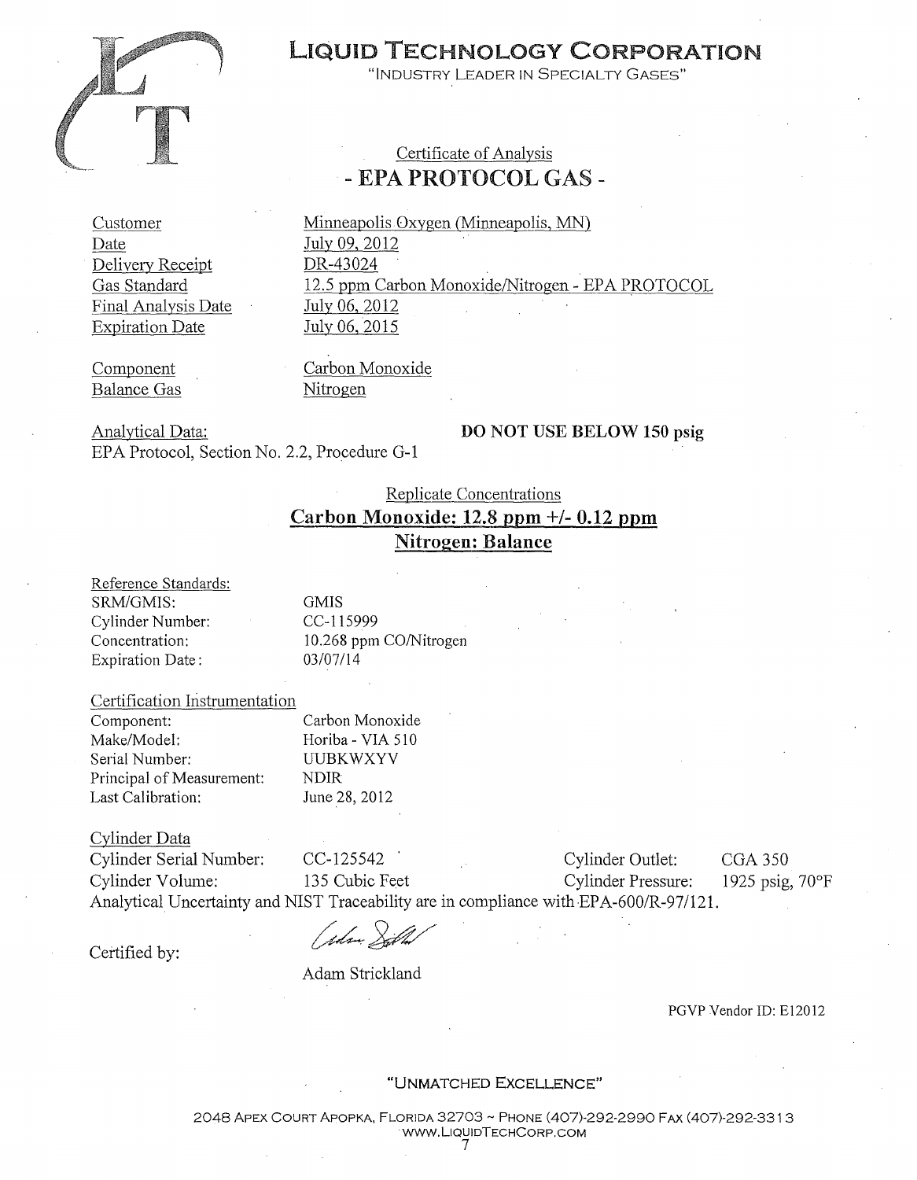# LIQUID TECHNOLOGY CORPORATION

"INDUSTRY LEADER IN SPECIALTY GASES"

## Certificate of Analysis

## - EPA PROTOCOL GAS -

| | |
|---|---|
| Customer | Minneapolis Oxygen (Minneapolis, MN) |
| Date | July 09, 2012 |
| Delivery Receipt | DR-43024 |
| Gas Standard | 12.5 ppm Carbon Monoxide/Nitrogen - EPA PROTOCOL |
| Final Analysis Date | July 06, 2012 |
| Expiration Date | July 06, 2015 |

| | |
|---|---|
| Component | Carbon Monoxide |
| Balance Gas | Nitrogen |

Analytical Data:
EPA Protocol, Section No. 2.2, Procedure G-1

**DO NOT USE BELOW 150 psig**

Replicate Concentrations

**Carbon Monoxide: 12.8 ppm +/- 0.12 ppm**

**Nitrogen: Balance**

Reference Standards:

| | |
|---|---|
| SRM/GMIS: | GMIS |
| Cylinder Number: | CC-115999 |
| Concentration: | 10.268 ppm CO/Nitrogen |
| Expiration Date: | 03/07/14 |

Certification Instrumentation

| | |
|---|---|
| Component: | Carbon Monoxide |
| Make/Model: | Horiba - VIA 510 |
| Serial Number: | UUBKWXYV |
| Principal of Measurement: | NDIR |
| Last Calibration: | June 28, 2012 |

Cylinder Data

| | | | |
|---|---|---|---|
| Cylinder Serial Number: | CC-125542 | Cylinder Outlet: | CGA 350 |
| Cylinder Volume: | 135 Cubic Feet | Cylinder Pressure: | 1925 psig, 70°F |

Analytical Uncertainty and NIST Traceability are in compliance with EPA-600/R-97/121.

Certified by:

Adam Strickland

PGVP Vendor ID: E12012

"UNMATCHED EXCELLENCE"

2048 APEX COURT APOPKA, FLORIDA 32703 ~ PHONE (407)-292-2990 FAX (407)-292-3313
WWW.LIQUIDTECHCORP.COM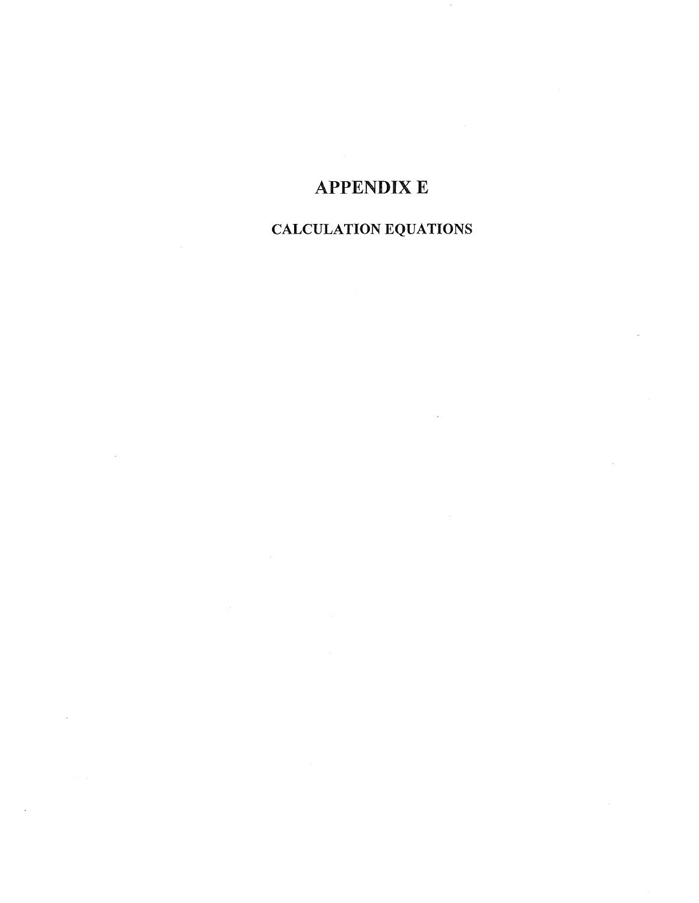# APPENDIX E

## CALCULATION EQUATIONS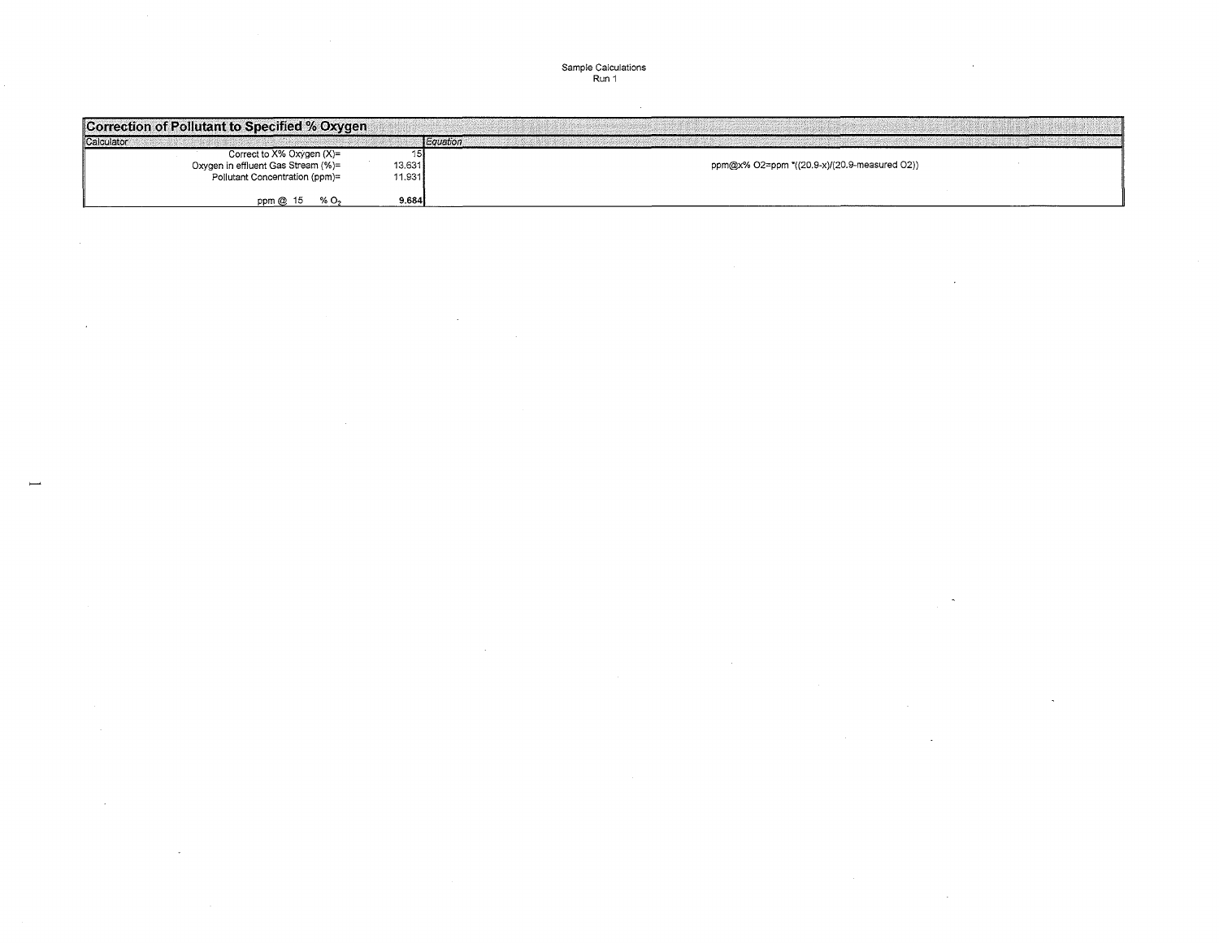Sample Calculations
Run 1

| Correction of Pollutant to Specified % Oxygen | | |
|---|---|---|
| Calculator | | Equation |
| Correct to X% Oxygen (X)= | 15 | |
| Oxygen in effluent Gas Stream (%)= | 13.631 | ppm@x% O2=ppm *((20.9-x)/(20.9-measured O2)) |
| Pollutant Concentration (ppm)= | 11.931 | |
| ppm @ 15 % $O_2$ | **9.684** | |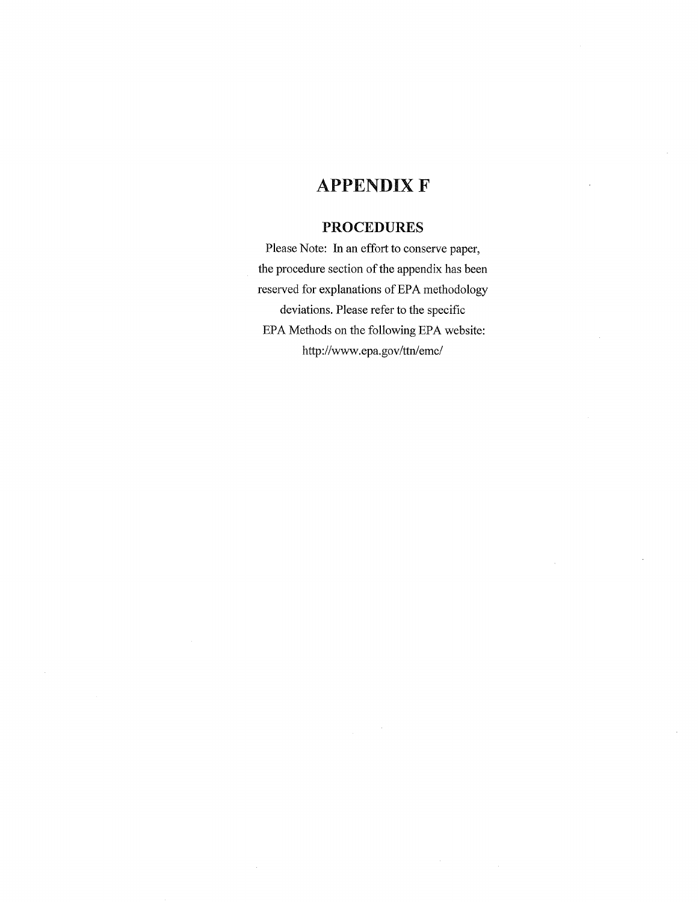# APPENDIX F

## PROCEDURES

Please Note: In an effort to conserve paper, the procedure section of the appendix has been reserved for explanations of EPA methodology deviations. Please refer to the specific EPA Methods on the following EPA website: http://www.epa.gov/ttn/emc/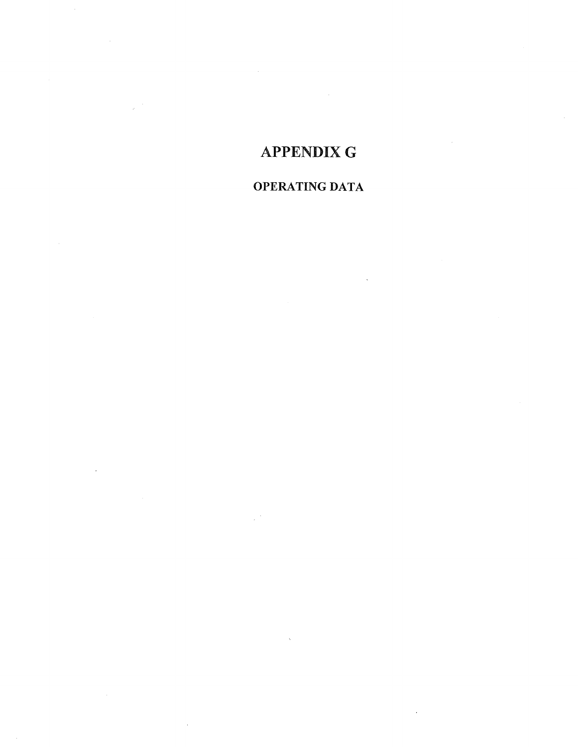# APPENDIX G

## OPERATING DATA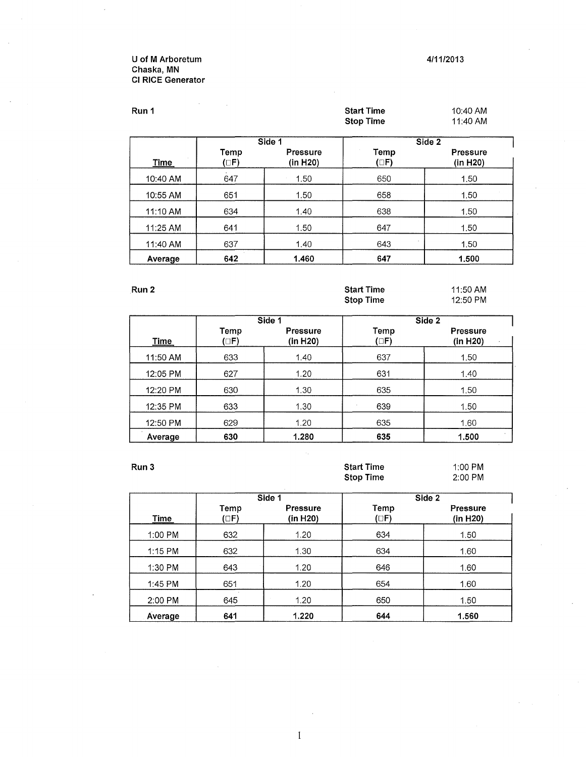U of M Arboretum
Chaska, MN
CI RICE Generator

4/11/2013

**Run 1**

Start Time 10:40 AM
Stop Time 11:40 AM

| | Side 1 | | Side 2 | |
|---|---|---|---|---|
| Time | Temp (□F) | Pressure (in H20) | Temp (□F) | Pressure (in H20) |
| 10:40 AM | 647 | 1.50 | 650 | 1.50 |
| 10:55 AM | 651 | 1.50 | 658 | 1.50 |
| 11:10 AM | 634 | 1.40 | 638 | 1.50 |
| 11:25 AM | 641 | 1.50 | 647 | 1.50 |
| 11:40 AM | 637 | 1.40 | 643 | 1.50 |
| **Average** | **642** | **1.460** | **647** | **1.500** |

**Run 2**

Start Time 11:50 AM
Stop Time 12:50 PM

| | Side 1 | | Side 2 | |
|---|---|---|---|---|
| Time | Temp (□F) | Pressure (in H20) | Temp (□F) | Pressure (in H20) |
| 11:50 AM | 633 | 1.40 | 637 | 1.50 |
| 12:05 PM | 627 | 1.20 | 631 | 1.40 |
| 12:20 PM | 630 | 1.30 | 635 | 1.50 |
| 12:35 PM | 633 | 1.30 | 639 | 1.50 |
| 12:50 PM | 629 | 1.20 | 635 | 1.60 |
| **Average** | **630** | **1.280** | **635** | **1.500** |

**Run 3**

Start Time 1:00 PM
Stop Time 2:00 PM

| | Side 1 | | Side 2 | |
|---|---|---|---|---|
| Time | Temp (□F) | Pressure (in H20) | Temp (□F) | Pressure (in H20) |
| 1:00 PM | 632 | 1.20 | 634 | 1.50 |
| 1:15 PM | 632 | 1.30 | 634 | 1.60 |
| 1:30 PM | 643 | 1.20 | 646 | 1.60 |
| 1:45 PM | 651 | 1.20 | 654 | 1.60 |
| 2:00 PM | 645 | 1.20 | 650 | 1.50 |
| **Average** | **641** | **1.220** | **644** | **1.560** |